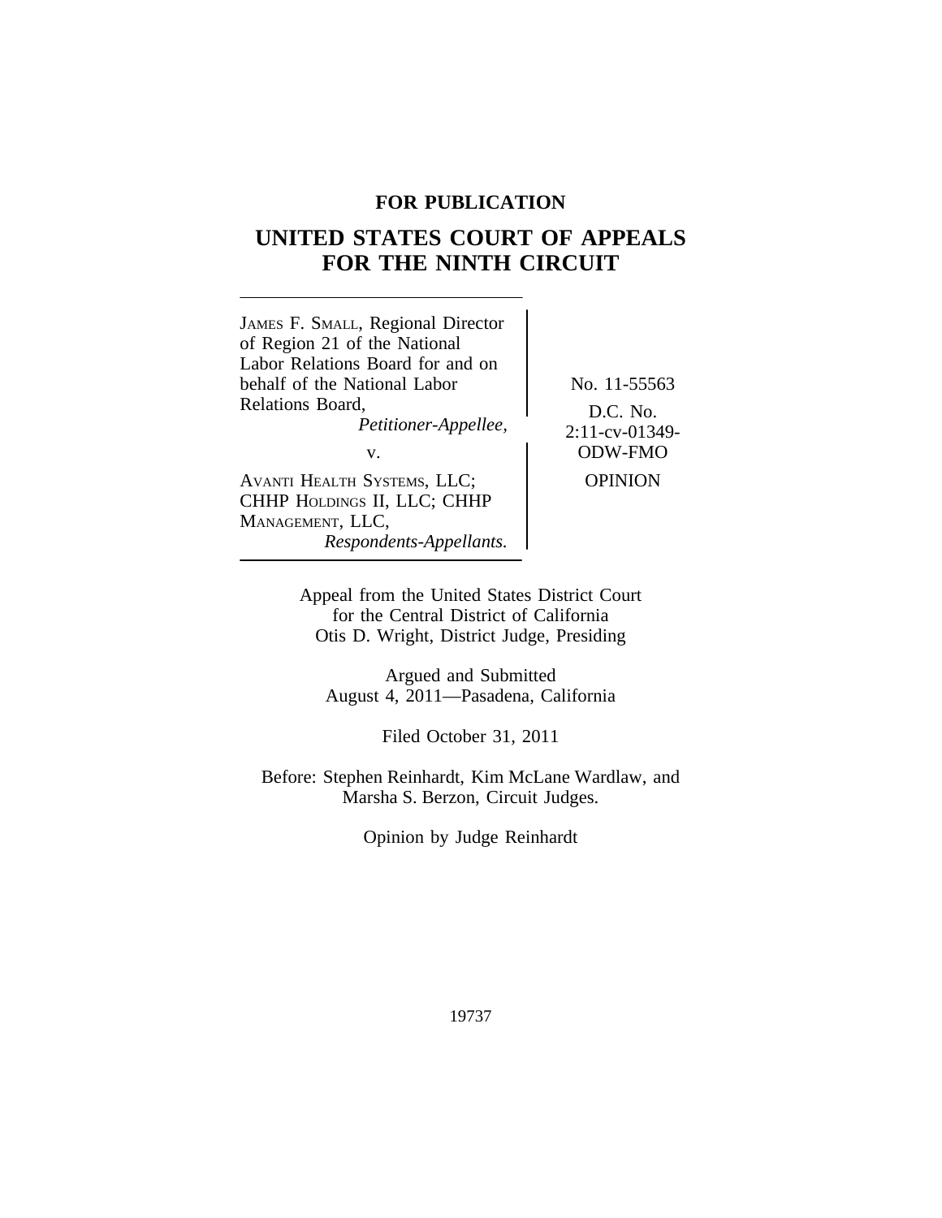**FOR PUBLICATION**

# UNITED STATES COURT OF APPEALS FOR THE NINTH CIRCUIT

JAMES F. SMALL, Regional Director of Region 21 of the National Labor Relations Board for and on behalf of the National Labor Relations Board,
*Petitioner-Appellee,*

v.

AVANTI HEALTH SYSTEMS, LLC; CHHP HOLDINGS II, LLC; CHHP MANAGEMENT, LLC,
*Respondents-Appellants.*

No. 11-55563

D.C. No. 2:11-cv-01349-ODW-FMO

OPINION

Appeal from the United States District Court for the Central District of California
Otis D. Wright, District Judge, Presiding

Argued and Submitted
August 4, 2011—Pasadena, California

Filed October 31, 2011

Before: Stephen Reinhardt, Kim McLane Wardlaw, and Marsha S. Berzon, Circuit Judges.

Opinion by Judge Reinhardt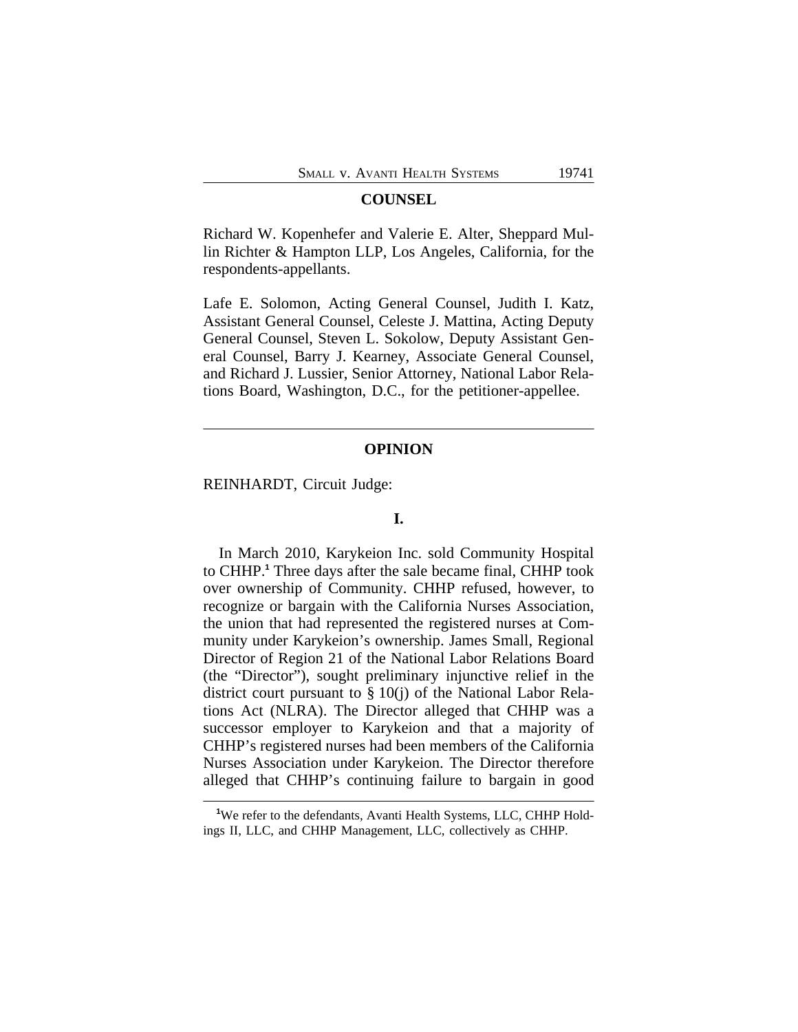## COUNSEL

Richard W. Kopenhefer and Valerie E. Alter, Sheppard Mullin Richter & Hampton LLP, Los Angeles, California, for the respondents-appellants.

Lafe E. Solomon, Acting General Counsel, Judith I. Katz, Assistant General Counsel, Celeste J. Mattina, Acting Deputy General Counsel, Steven L. Sokolow, Deputy Assistant General Counsel, Barry J. Kearney, Associate General Counsel, and Richard J. Lussier, Senior Attorney, National Labor Relations Board, Washington, D.C., for the petitioner-appellee.

---

## OPINION

REINHARDT, Circuit Judge:

### I.

In March 2010, Karykeion Inc. sold Community Hospital to CHHP.[1] Three days after the sale became final, CHHP took over ownership of Community. CHHP refused, however, to recognize or bargain with the California Nurses Association, the union that had represented the registered nurses at Community under Karykeion's ownership. James Small, Regional Director of Region 21 of the National Labor Relations Board (the "Director"), sought preliminary injunctive relief in the district court pursuant to § 10(j) of the National Labor Relations Act (NLRA). The Director alleged that CHHP was a successor employer to Karykeion and that a majority of CHHP's registered nurses had been members of the California Nurses Association under Karykeion. The Director therefore alleged that CHHP's continuing failure to bargain in good

[1] We refer to the defendants, Avanti Health Systems, LLC, CHHP Holdings II, LLC, and CHHP Management, LLC, collectively as CHHP.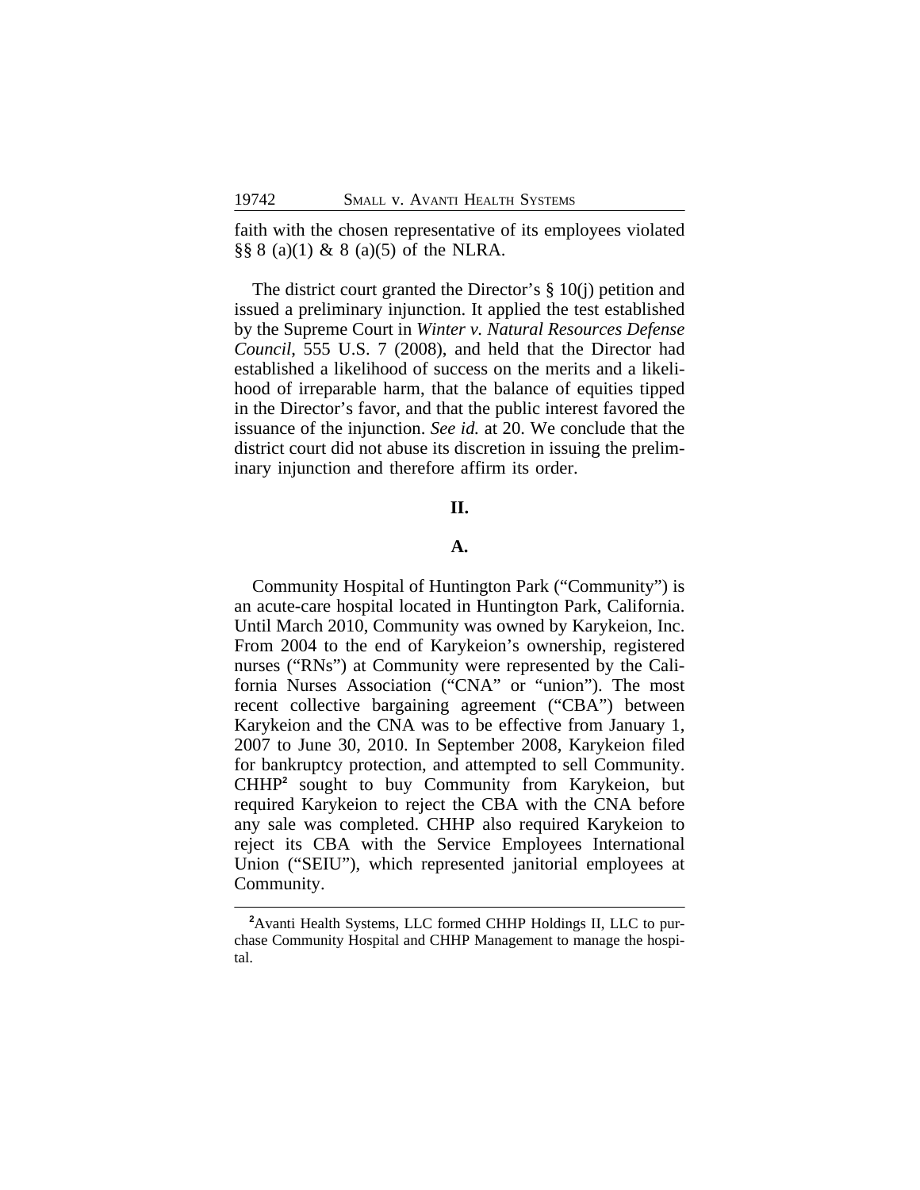faith with the chosen representative of its employees violated §§ 8 (a)(1) & 8 (a)(5) of the NLRA.

The district court granted the Director's § 10(j) petition and issued a preliminary injunction. It applied the test established by the Supreme Court in *Winter v. Natural Resources Defense Council*, 555 U.S. 7 (2008), and held that the Director had established a likelihood of success on the merits and a likelihood of irreparable harm, that the balance of equities tipped in the Director's favor, and that the public interest favored the issuance of the injunction. *See id.* at 20. We conclude that the district court did not abuse its discretion in issuing the preliminary injunction and therefore affirm its order.

## II.

### A.

Community Hospital of Huntington Park ("Community") is an acute-care hospital located in Huntington Park, California. Until March 2010, Community was owned by Karykeion, Inc. From 2004 to the end of Karykeion's ownership, registered nurses ("RNs") at Community were represented by the California Nurses Association ("CNA" or "union"). The most recent collective bargaining agreement ("CBA") between Karykeion and the CNA was to be effective from January 1, 2007 to June 30, 2010. In September 2008, Karykeion filed for bankruptcy protection, and attempted to sell Community. CHHP[2] sought to buy Community from Karykeion, but required Karykeion to reject the CBA with the CNA before any sale was completed. CHHP also required Karykeion to reject its CBA with the Service Employees International Union ("SEIU"), which represented janitorial employees at Community.

[2]Avanti Health Systems, LLC formed CHHP Holdings II, LLC to purchase Community Hospital and CHHP Management to manage the hospital.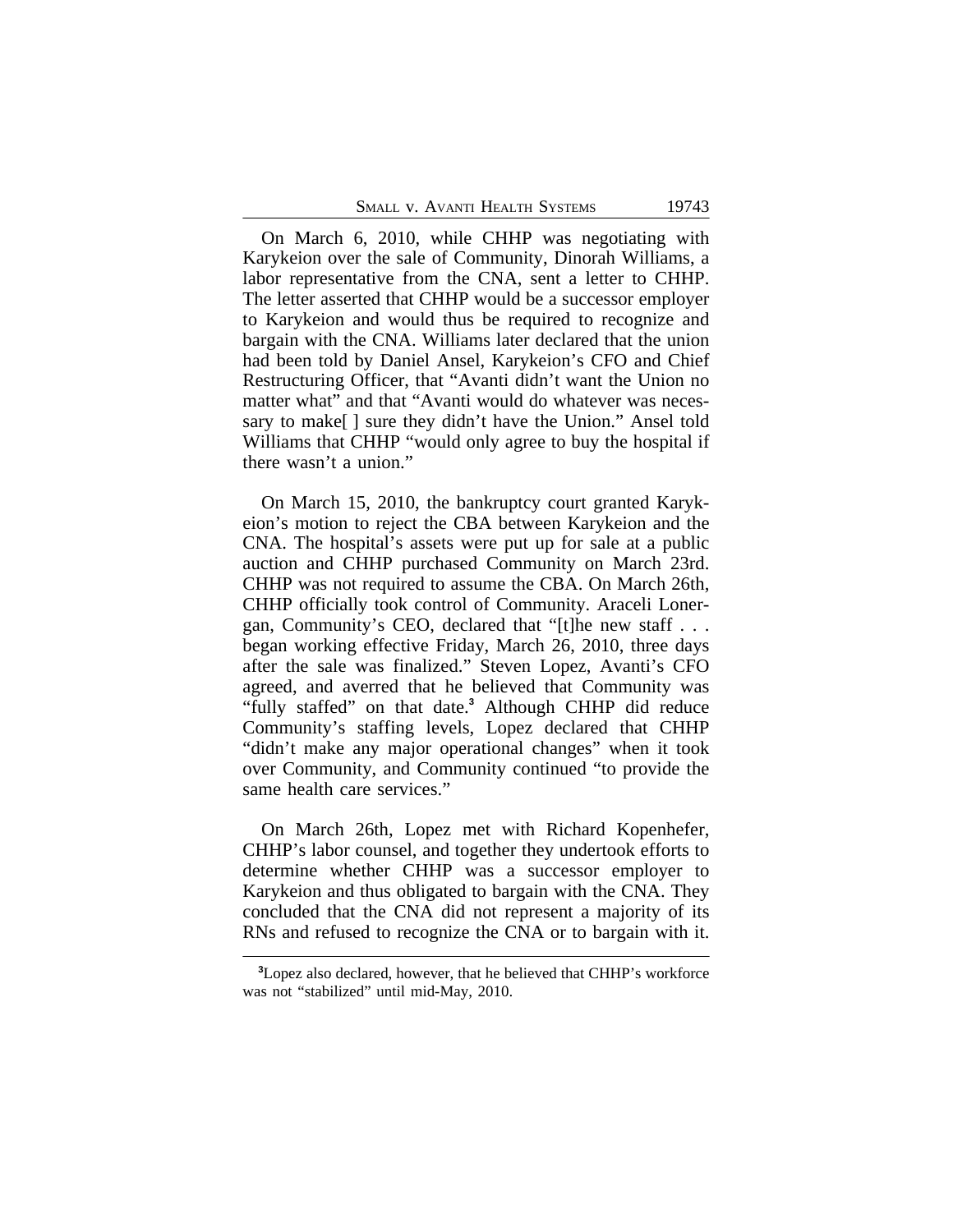On March 6, 2010, while CHHP was negotiating with Karykeion over the sale of Community, Dinorah Williams, a labor representative from the CNA, sent a letter to CHHP. The letter asserted that CHHP would be a successor employer to Karykeion and would thus be required to recognize and bargain with the CNA. Williams later declared that the union had been told by Daniel Ansel, Karykeion's CFO and Chief Restructuring Officer, that "Avanti didn't want the Union no matter what" and that "Avanti would do whatever was necessary to make[ ] sure they didn't have the Union." Ansel told Williams that CHHP "would only agree to buy the hospital if there wasn't a union."

On March 15, 2010, the bankruptcy court granted Karykeion's motion to reject the CBA between Karykeion and the CNA. The hospital's assets were put up for sale at a public auction and CHHP purchased Community on March 23rd. CHHP was not required to assume the CBA. On March 26th, CHHP officially took control of Community. Araceli Lonergan, Community's CEO, declared that "[t]he new staff . . . began working effective Friday, March 26, 2010, three days after the sale was finalized." Steven Lopez, Avanti's CFO agreed, and averred that he believed that Community was "fully staffed" on that date.[3] Although CHHP did reduce Community's staffing levels, Lopez declared that CHHP "didn't make any major operational changes" when it took over Community, and Community continued "to provide the same health care services."

On March 26th, Lopez met with Richard Kopenhefer, CHHP's labor counsel, and together they undertook efforts to determine whether CHHP was a successor employer to Karykeion and thus obligated to bargain with the CNA. They concluded that the CNA did not represent a majority of its RNs and refused to recognize the CNA or to bargain with it.

[3] Lopez also declared, however, that he believed that CHHP's workforce was not "stabilized" until mid-May, 2010.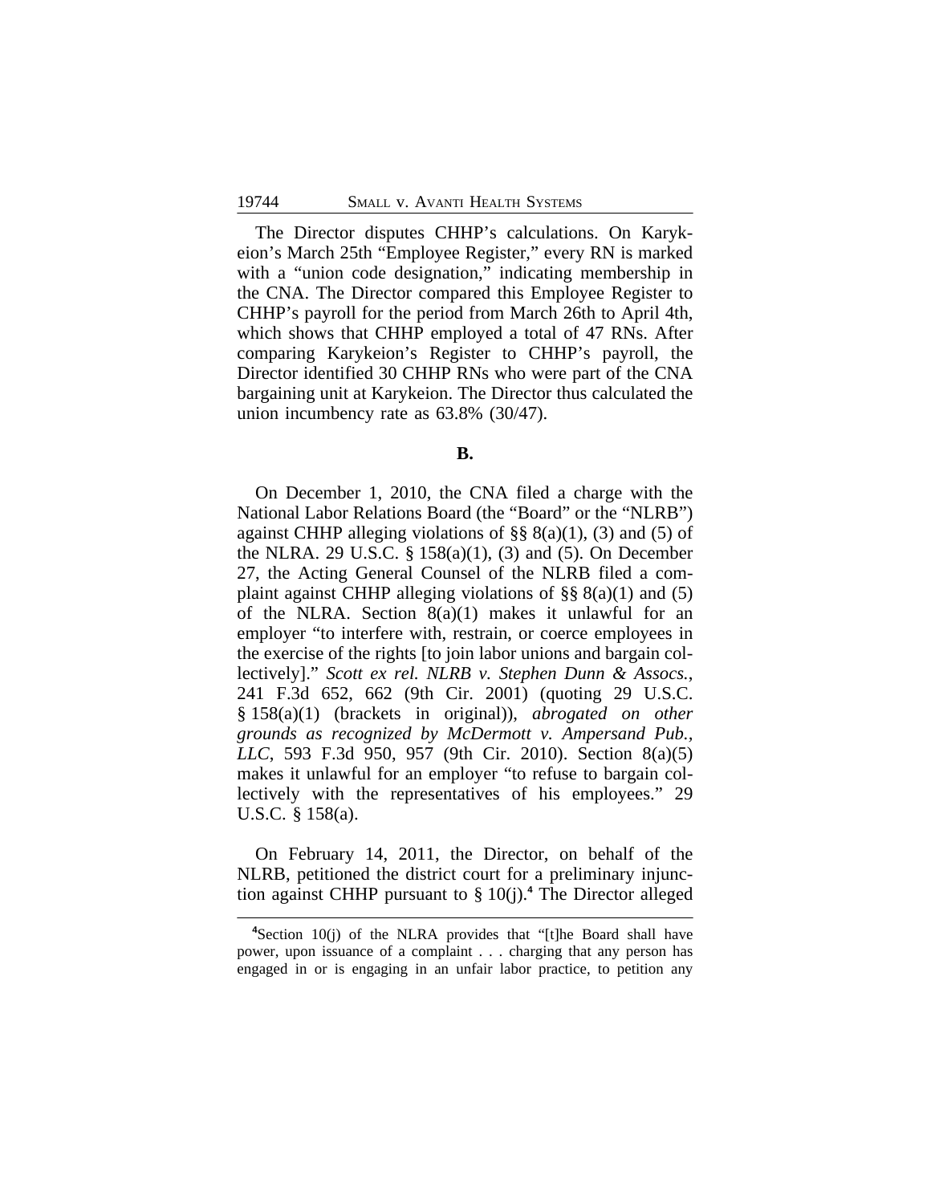The Director disputes CHHP's calculations. On Karykeion's March 25th "Employee Register," every RN is marked with a "union code designation," indicating membership in the CNA. The Director compared this Employee Register to CHHP's payroll for the period from March 26th to April 4th, which shows that CHHP employed a total of 47 RNs. After comparing Karykeion's Register to CHHP's payroll, the Director identified 30 CHHP RNs who were part of the CNA bargaining unit at Karykeion. The Director thus calculated the union incumbency rate as 63.8% (30/47).

**B.**

On December 1, 2010, the CNA filed a charge with the National Labor Relations Board (the "Board" or the "NLRB") against CHHP alleging violations of §§ 8(a)(1), (3) and (5) of the NLRA. 29 U.S.C. § 158(a)(1), (3) and (5). On December 27, the Acting General Counsel of the NLRB filed a complaint against CHHP alleging violations of §§ 8(a)(1) and (5) of the NLRA. Section 8(a)(1) makes it unlawful for an employer "to interfere with, restrain, or coerce employees in the exercise of the rights [to join labor unions and bargain collectively]." *Scott ex rel. NLRB v. Stephen Dunn & Assocs.*, 241 F.3d 652, 662 (9th Cir. 2001) (quoting 29 U.S.C. § 158(a)(1) (brackets in original)), *abrogated on other grounds as recognized by McDermott v. Ampersand Pub., LLC*, 593 F.3d 950, 957 (9th Cir. 2010). Section 8(a)(5) makes it unlawful for an employer "to refuse to bargain collectively with the representatives of his employees." 29 U.S.C. § 158(a).

On February 14, 2011, the Director, on behalf of the NLRB, petitioned the district court for a preliminary injunction against CHHP pursuant to § 10(j).[4] The Director alleged

[4]Section 10(j) of the NLRA provides that "[t]he Board shall have power, upon issuance of a complaint . . . charging that any person has engaged in or is engaging in an unfair labor practice, to petition any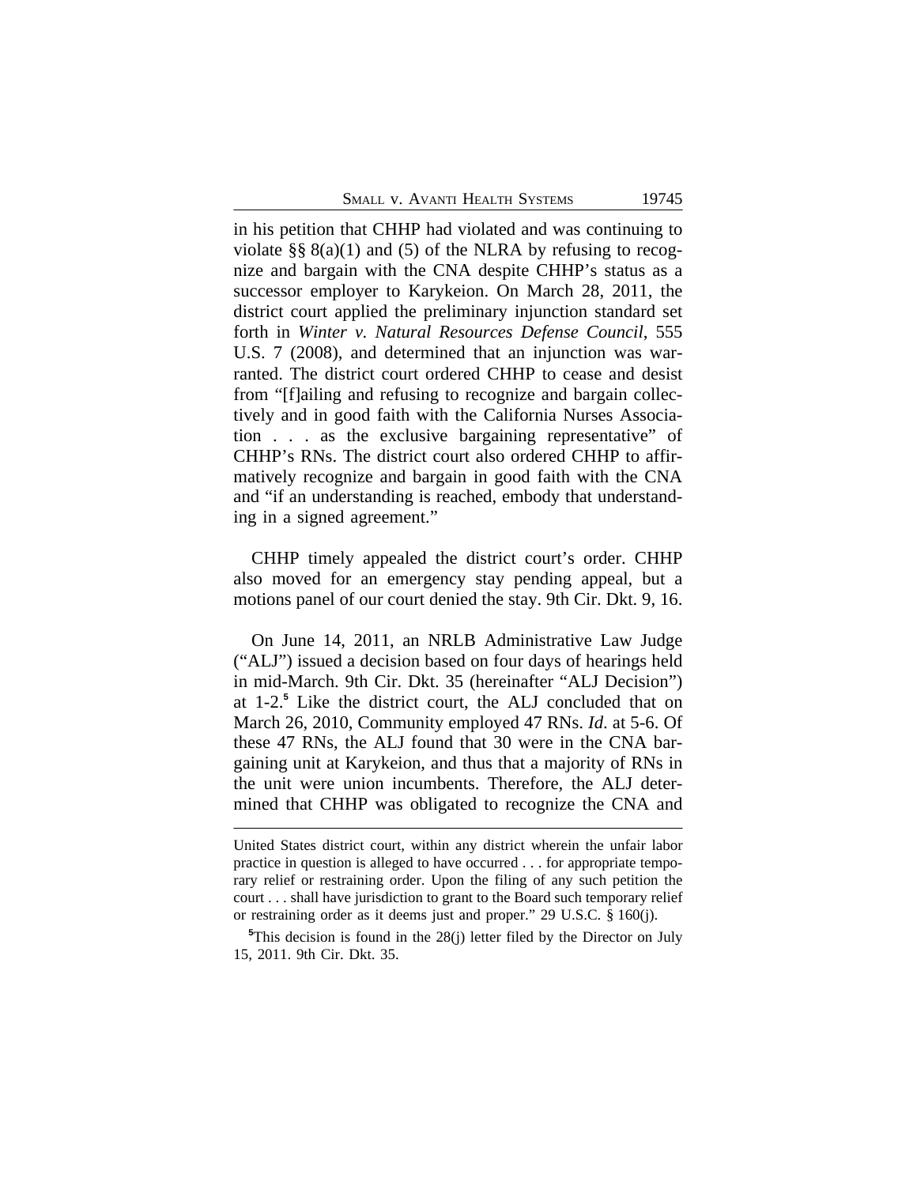in his petition that CHHP had violated and was continuing to violate §§ 8(a)(1) and (5) of the NLRA by refusing to recognize and bargain with the CNA despite CHHP's status as a successor employer to Karykeion. On March 28, 2011, the district court applied the preliminary injunction standard set forth in *Winter v. Natural Resources Defense Council*, 555 U.S. 7 (2008), and determined that an injunction was warranted. The district court ordered CHHP to cease and desist from "[f]ailing and refusing to recognize and bargain collectively and in good faith with the California Nurses Association . . . as the exclusive bargaining representative" of CHHP's RNs. The district court also ordered CHHP to affirmatively recognize and bargain in good faith with the CNA and "if an understanding is reached, embody that understanding in a signed agreement."

CHHP timely appealed the district court's order. CHHP also moved for an emergency stay pending appeal, but a motions panel of our court denied the stay. 9th Cir. Dkt. 9, 16.

On June 14, 2011, an NRLB Administrative Law Judge ("ALJ") issued a decision based on four days of hearings held in mid-March. 9th Cir. Dkt. 35 (hereinafter "ALJ Decision") at 1-2.[5] Like the district court, the ALJ concluded that on March 26, 2010, Community employed 47 RNs. *Id*. at 5-6. Of these 47 RNs, the ALJ found that 30 were in the CNA bargaining unit at Karykeion, and thus that a majority of RNs in the unit were union incumbents. Therefore, the ALJ determined that CHHP was obligated to recognize the CNA and

---

United States district court, within any district wherein the unfair labor practice in question is alleged to have occurred . . . for appropriate temporary relief or restraining order. Upon the filing of any such petition the court . . . shall have jurisdiction to grant to the Board such temporary relief or restraining order as it deems just and proper." 29 U.S.C. § 160(j).

[5]This decision is found in the 28(j) letter filed by the Director on July 15, 2011. 9th Cir. Dkt. 35.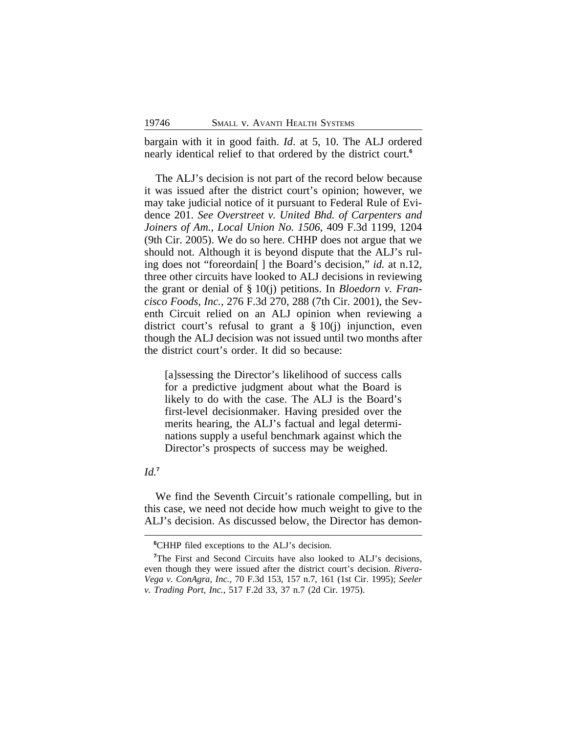bargain with it in good faith. *Id*. at 5, 10. The ALJ ordered nearly identical relief to that ordered by the district court.[6]

The ALJ's decision is not part of the record below because it was issued after the district court's opinion; however, we may take judicial notice of it pursuant to Federal Rule of Evidence 201. *See Overstreet v. United Bhd. of Carpenters and Joiners of Am., Local Union No. 1506*, 409 F.3d 1199, 1204 (9th Cir. 2005). We do so here. CHHP does not argue that we should not. Although it is beyond dispute that the ALJ's ruling does not "foreordain[ ] the Board's decision," *id.* at n.12, three other circuits have looked to ALJ decisions in reviewing the grant or denial of § 10(j) petitions. In *Bloedorn v. Francisco Foods, Inc.*, 276 F.3d 270, 288 (7th Cir. 2001), the Seventh Circuit relied on an ALJ opinion when reviewing a district court's refusal to grant a § 10(j) injunction, even though the ALJ decision was not issued until two months after the district court's order. It did so because:

> [a]ssessing the Director's likelihood of success calls for a predictive judgment about what the Board is likely to do with the case. The ALJ is the Board's first-level decisionmaker. Having presided over the merits hearing, the ALJ's factual and legal determinations supply a useful benchmark against which the Director's prospects of success may be weighed.

*Id.*[7]

We find the Seventh Circuit's rationale compelling, but in this case, we need not decide how much weight to give to the ALJ's decision. As discussed below, the Director has demon-

---

[6]CHHP filed exceptions to the ALJ's decision.

[7]The First and Second Circuits have also looked to ALJ's decisions, even though they were issued after the district court's decision. *Rivera-Vega v. ConAgra, Inc.*, 70 F.3d 153, 157 n.7, 161 (1st Cir. 1995); *Seeler v. Trading Port, Inc.*, 517 F.2d 33, 37 n.7 (2d Cir. 1975).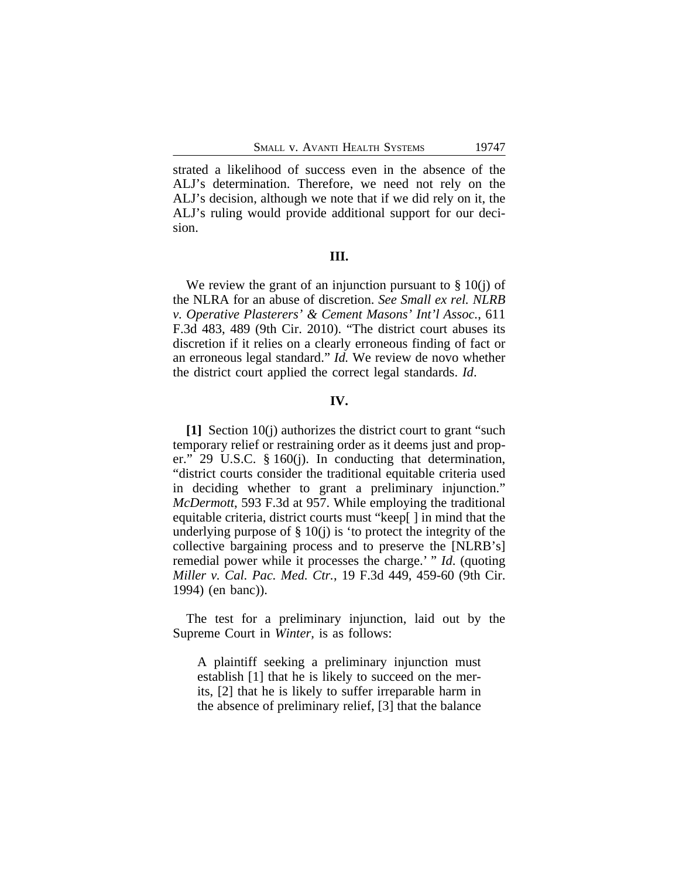strated a likelihood of success even in the absence of the ALJ's determination. Therefore, we need not rely on the ALJ's decision, although we note that if we did rely on it, the ALJ's ruling would provide additional support for our decision.

## III.

We review the grant of an injunction pursuant to § 10(j) of the NLRA for an abuse of discretion. *See Small ex rel. NLRB v. Operative Plasterers' & Cement Masons' Int'l Assoc.*, 611 F.3d 483, 489 (9th Cir. 2010). "The district court abuses its discretion if it relies on a clearly erroneous finding of fact or an erroneous legal standard." *Id.* We review de novo whether the district court applied the correct legal standards. *Id*.

## IV.

**[1]** Section 10(j) authorizes the district court to grant "such temporary relief or restraining order as it deems just and proper." 29 U.S.C. § 160(j). In conducting that determination, "district courts consider the traditional equitable criteria used in deciding whether to grant a preliminary injunction." *McDermott*, 593 F.3d at 957. While employing the traditional equitable criteria, district courts must "keep[ ] in mind that the underlying purpose of § 10(j) is 'to protect the integrity of the collective bargaining process and to preserve the [NLRB's] remedial power while it processes the charge.' " *Id.* (quoting *Miller v. Cal. Pac. Med. Ctr.*, 19 F.3d 449, 459-60 (9th Cir. 1994) (en banc)).

The test for a preliminary injunction, laid out by the Supreme Court in *Winter*, is as follows:

> A plaintiff seeking a preliminary injunction must establish [1] that he is likely to succeed on the merits, [2] that he is likely to suffer irreparable harm in the absence of preliminary relief, [3] that the balance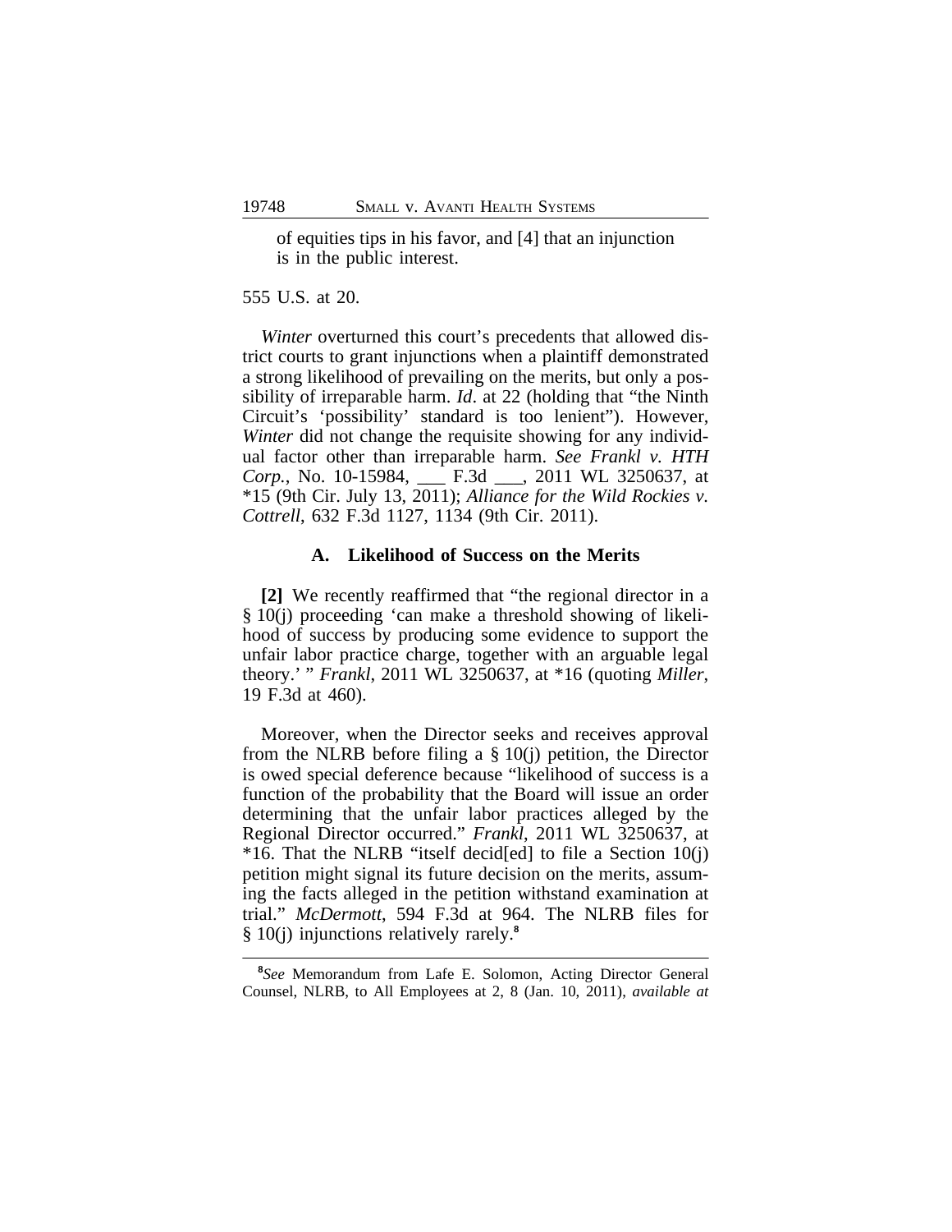> of equities tips in his favor, and [4] that an injunction is in the public interest.

555 U.S. at 20.

*Winter* overturned this court's precedents that allowed district courts to grant injunctions when a plaintiff demonstrated a strong likelihood of prevailing on the merits, but only a possibility of irreparable harm. *Id*. at 22 (holding that "the Ninth Circuit's 'possibility' standard is too lenient"). However, *Winter* did not change the requisite showing for any individual factor other than irreparable harm. *See Frankl v. HTH Corp.*, No. 10-15984, ___ F.3d ___, 2011 WL 3250637, at *15 (9th Cir. July 13, 2011); *Alliance for the Wild Rockies v. Cottrell*, 632 F.3d 1127, 1134 (9th Cir. 2011).

### A. Likelihood of Success on the Merits

**[2]** We recently reaffirmed that "the regional director in a § 10(j) proceeding 'can make a threshold showing of likelihood of success by producing some evidence to support the unfair labor practice charge, together with an arguable legal theory.' " *Frankl*, 2011 WL 3250637, at *16 (quoting *Miller*, 19 F.3d at 460).

Moreover, when the Director seeks and receives approval from the NLRB before filing a § 10(j) petition, the Director is owed special deference because "likelihood of success is a function of the probability that the Board will issue an order determining that the unfair labor practices alleged by the Regional Director occurred." *Frankl*, 2011 WL 3250637, at *16. That the NLRB "itself decid[ed] to file a Section 10(j) petition might signal its future decision on the merits, assuming the facts alleged in the petition withstand examination at trial." *McDermott*, 594 F.3d at 964. The NLRB files for § 10(j) injunctions relatively rarely.[8]

[8]*See* Memorandum from Lafe E. Solomon, Acting Director General Counsel, NLRB, to All Employees at 2, 8 (Jan. 10, 2011), *available at*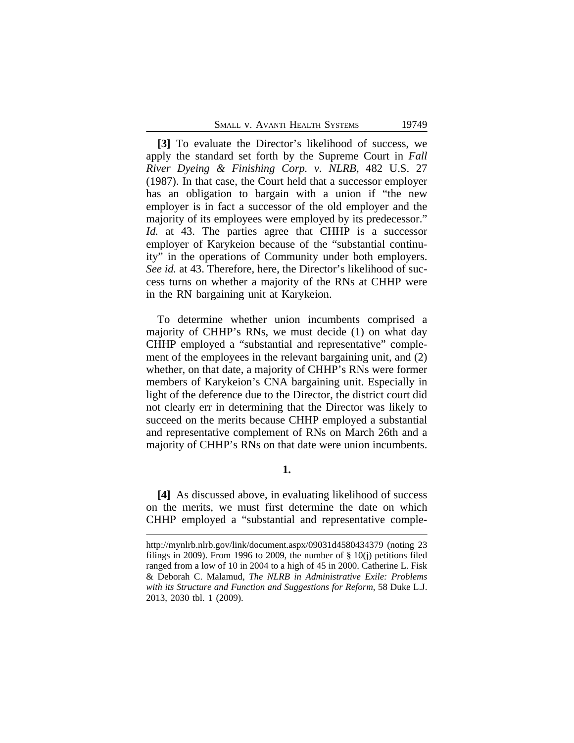**[3]** To evaluate the Director's likelihood of success, we apply the standard set forth by the Supreme Court in *Fall River Dyeing & Finishing Corp. v. NLRB*, 482 U.S. 27 (1987). In that case, the Court held that a successor employer has an obligation to bargain with a union if "the new employer is in fact a successor of the old employer and the majority of its employees were employed by its predecessor." *Id.* at 43. The parties agree that CHHP is a successor employer of Karykeion because of the "substantial continuity" in the operations of Community under both employers. *See id.* at 43. Therefore, here, the Director's likelihood of success turns on whether a majority of the RNs at CHHP were in the RN bargaining unit at Karykeion.

To determine whether union incumbents comprised a majority of CHHP's RNs, we must decide (1) on what day CHHP employed a "substantial and representative" complement of the employees in the relevant bargaining unit, and (2) whether, on that date, a majority of CHHP's RNs were former members of Karykeion's CNA bargaining unit. Especially in light of the deference due to the Director, the district court did not clearly err in determining that the Director was likely to succeed on the merits because CHHP employed a substantial and representative complement of RNs on March 26th and a majority of CHHP's RNs on that date were union incumbents.

**1.**

**[4]** As discussed above, in evaluating likelihood of success on the merits, we must first determine the date on which CHHP employed a "substantial and representative comple-

---

http://mynlrb.nlrb.gov/link/document.aspx/09031d4580434379 (noting 23 filings in 2009). From 1996 to 2009, the number of § 10(j) petitions filed ranged from a low of 10 in 2004 to a high of 45 in 2000. Catherine L. Fisk & Deborah C. Malamud, *The NLRB in Administrative Exile: Problems with its Structure and Function and Suggestions for Reform*, 58 Duke L.J. 2013, 2030 tbl. 1 (2009).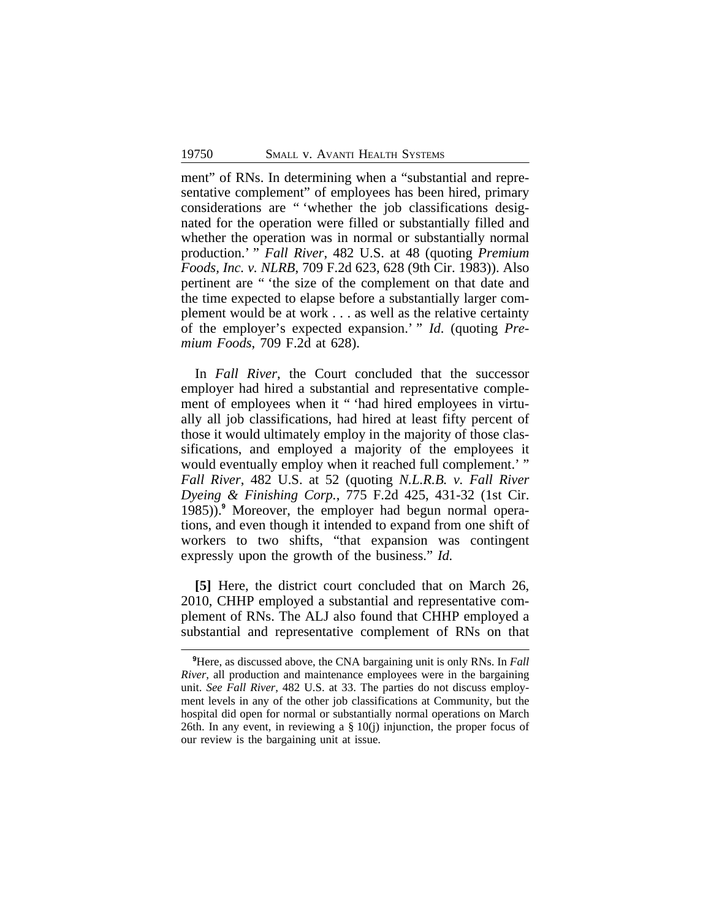ment" of RNs. In determining when a "substantial and representative complement" of employees has been hired, primary considerations are " 'whether the job classifications designated for the operation were filled or substantially filled and whether the operation was in normal or substantially normal production.' " *Fall River*, 482 U.S. at 48 (quoting *Premium Foods, Inc. v. NLRB*, 709 F.2d 623, 628 (9th Cir. 1983)). Also pertinent are " 'the size of the complement on that date and the time expected to elapse before a substantially larger complement would be at work . . . as well as the relative certainty of the employer's expected expansion.' " *Id*. (quoting *Premium Foods*, 709 F.2d at 628).

In *Fall River*, the Court concluded that the successor employer had hired a substantial and representative complement of employees when it " 'had hired employees in virtually all job classifications, had hired at least fifty percent of those it would ultimately employ in the majority of those classifications, and employed a majority of the employees it would eventually employ when it reached full complement.' " *Fall River*, 482 U.S. at 52 (quoting *N.L.R.B. v. Fall River Dyeing & Finishing Corp.*, 775 F.2d 425, 431-32 (1st Cir. 1985)).[9] Moreover, the employer had begun normal operations, and even though it intended to expand from one shift of workers to two shifts, "that expansion was contingent expressly upon the growth of the business." *Id.*

**[5]** Here, the district court concluded that on March 26, 2010, CHHP employed a substantial and representative complement of RNs. The ALJ also found that CHHP employed a substantial and representative complement of RNs on that

[9] Here, as discussed above, the CNA bargaining unit is only RNs. In *Fall River*, all production and maintenance employees were in the bargaining unit. *See Fall River*, 482 U.S. at 33. The parties do not discuss employment levels in any of the other job classifications at Community, but the hospital did open for normal or substantially normal operations on March 26th. In any event, in reviewing a § 10(j) injunction, the proper focus of our review is the bargaining unit at issue.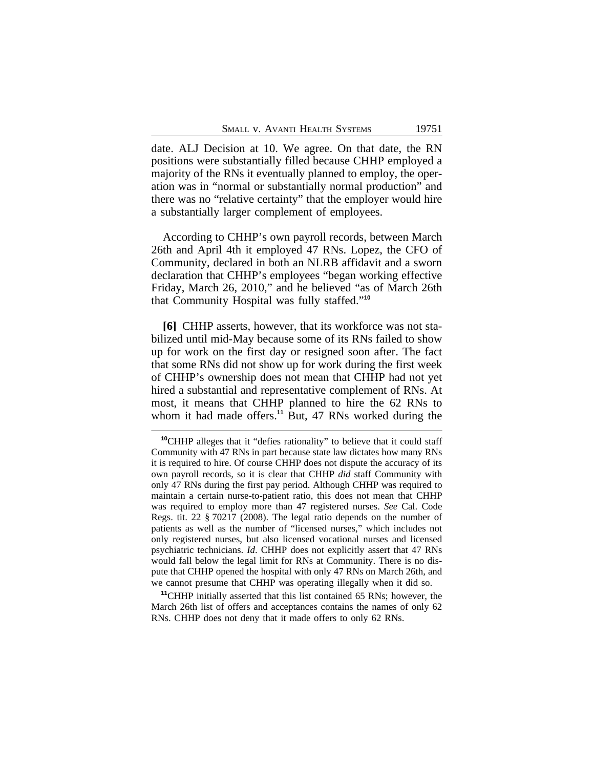date. ALJ Decision at 10. We agree. On that date, the RN positions were substantially filled because CHHP employed a majority of the RNs it eventually planned to employ, the operation was in "normal or substantially normal production" and there was no "relative certainty" that the employer would hire a substantially larger complement of employees.

According to CHHP's own payroll records, between March 26th and April 4th it employed 47 RNs. Lopez, the CFO of Community, declared in both an NLRB affidavit and a sworn declaration that CHHP's employees "began working effective Friday, March 26, 2010," and he believed "as of March 26th that Community Hospital was fully staffed."[10]

**[6]** CHHP asserts, however, that its workforce was not stabilized until mid-May because some of its RNs failed to show up for work on the first day or resigned soon after. The fact that some RNs did not show up for work during the first week of CHHP's ownership does not mean that CHHP had not yet hired a substantial and representative complement of RNs. At most, it means that CHHP planned to hire the 62 RNs to whom it had made offers.[11] But, 47 RNs worked during the

---

[10]CHHP alleges that it "defies rationality" to believe that it could staff Community with 47 RNs in part because state law dictates how many RNs it is required to hire. Of course CHHP does not dispute the accuracy of its own payroll records, so it is clear that CHHP *did* staff Community with only 47 RNs during the first pay period. Although CHHP was required to maintain a certain nurse-to-patient ratio, this does not mean that CHHP was required to employ more than 47 registered nurses. *See* Cal. Code Regs. tit. 22 § 70217 (2008). The legal ratio depends on the number of patients as well as the number of "licensed nurses," which includes not only registered nurses, but also licensed vocational nurses and licensed psychiatric technicians. *Id*. CHHP does not explicitly assert that 47 RNs would fall below the legal limit for RNs at Community. There is no dispute that CHHP opened the hospital with only 47 RNs on March 26th, and we cannot presume that CHHP was operating illegally when it did so.

[11]CHHP initially asserted that this list contained 65 RNs; however, the March 26th list of offers and acceptances contains the names of only 62 RNs. CHHP does not deny that it made offers to only 62 RNs.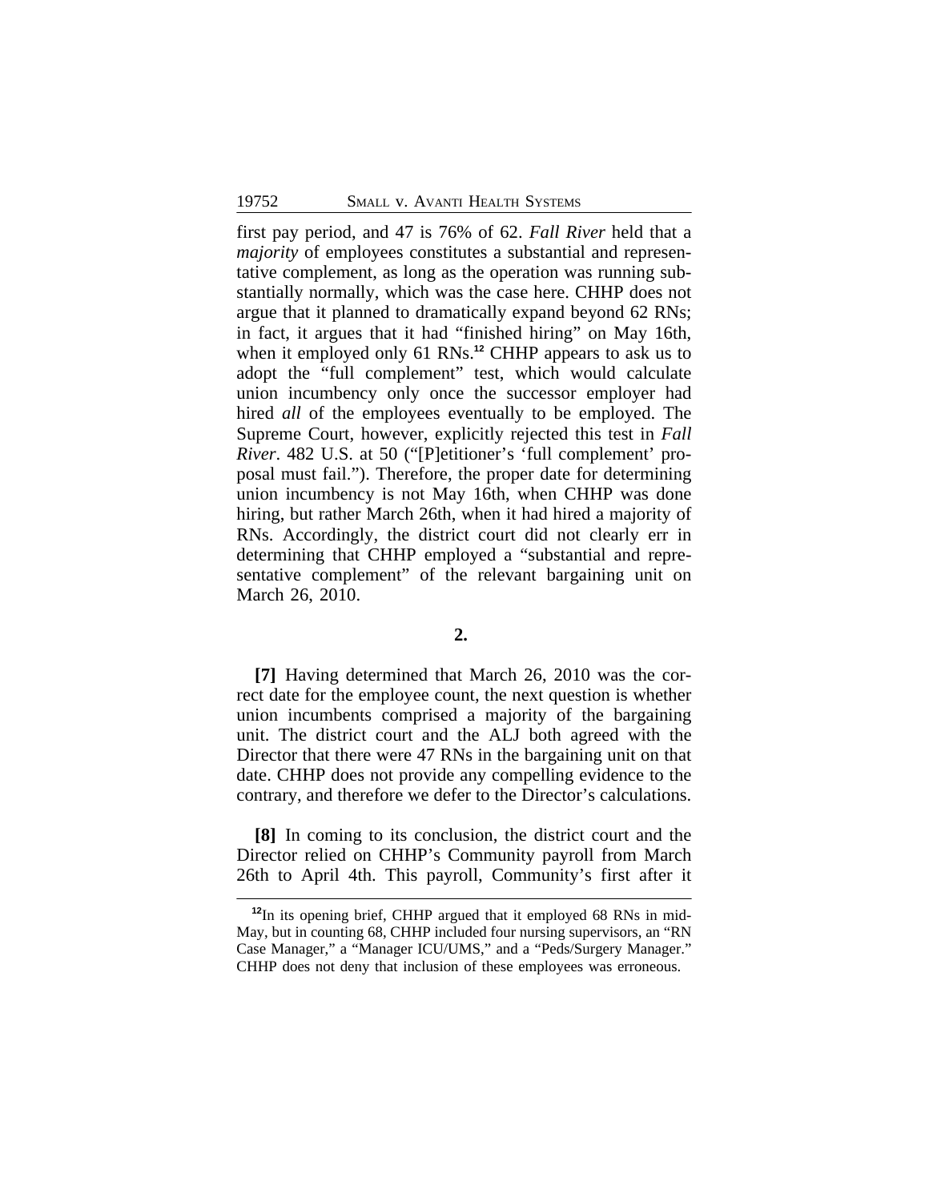first pay period, and 47 is 76% of 62. *Fall River* held that a *majority* of employees constitutes a substantial and representative complement, as long as the operation was running substantially normally, which was the case here. CHHP does not argue that it planned to dramatically expand beyond 62 RNs; in fact, it argues that it had "finished hiring" on May 16th, when it employed only 61 RNs.[12] CHHP appears to ask us to adopt the "full complement" test, which would calculate union incumbency only once the successor employer had hired *all* of the employees eventually to be employed. The Supreme Court, however, explicitly rejected this test in *Fall River*. 482 U.S. at 50 ("[P]etitioner's 'full complement' proposal must fail."). Therefore, the proper date for determining union incumbency is not May 16th, when CHHP was done hiring, but rather March 26th, when it had hired a majority of RNs. Accordingly, the district court did not clearly err in determining that CHHP employed a "substantial and representative complement" of the relevant bargaining unit on March 26, 2010.

**2.**

**[7]** Having determined that March 26, 2010 was the correct date for the employee count, the next question is whether union incumbents comprised a majority of the bargaining unit. The district court and the ALJ both agreed with the Director that there were 47 RNs in the bargaining unit on that date. CHHP does not provide any compelling evidence to the contrary, and therefore we defer to the Director's calculations.

**[8]** In coming to its conclusion, the district court and the Director relied on CHHP's Community payroll from March 26th to April 4th. This payroll, Community's first after it

[12]In its opening brief, CHHP argued that it employed 68 RNs in mid-May, but in counting 68, CHHP included four nursing supervisors, an "RN Case Manager," a "Manager ICU/UMS," and a "Peds/Surgery Manager." CHHP does not deny that inclusion of these employees was erroneous.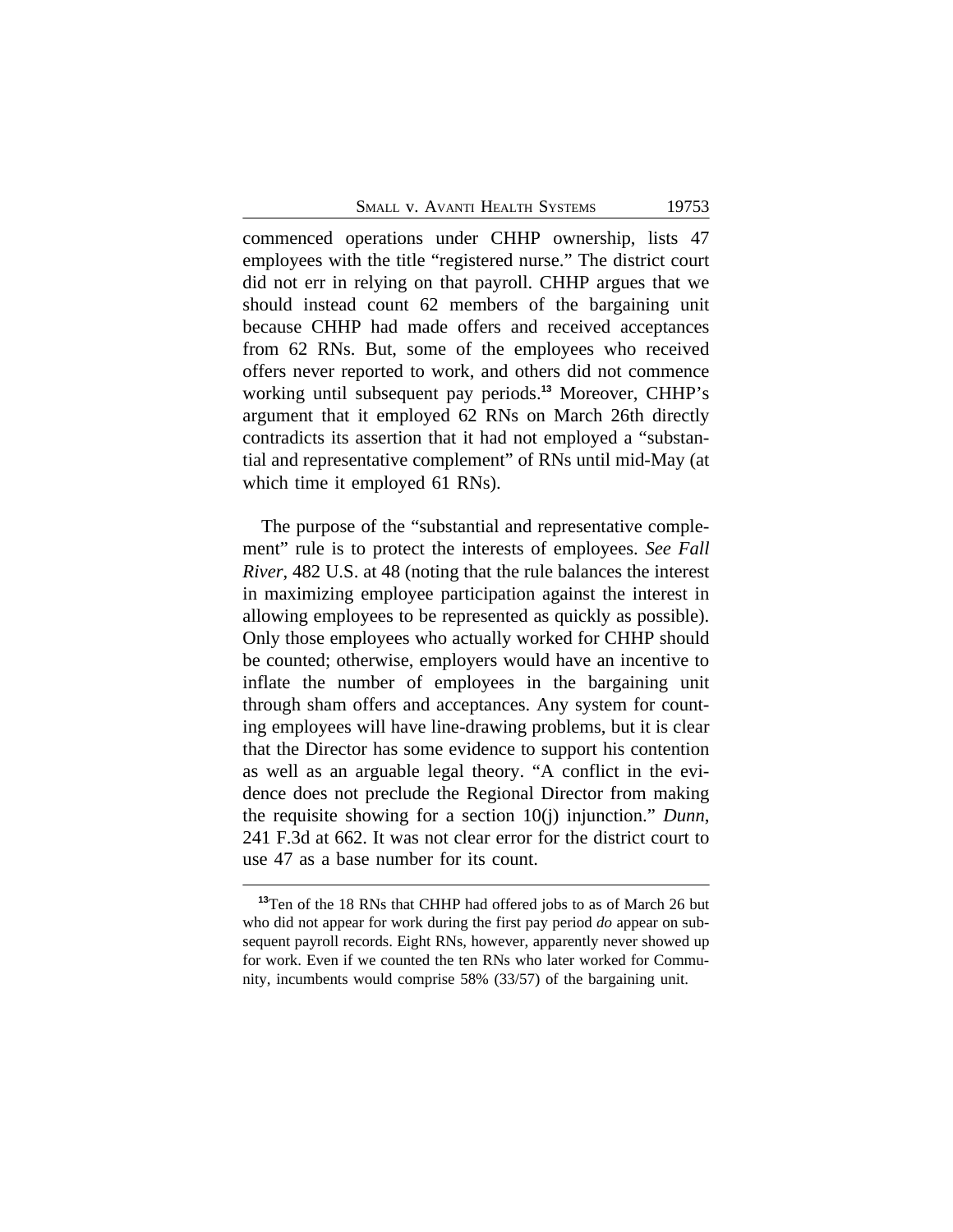commenced operations under CHHP ownership, lists 47 employees with the title "registered nurse." The district court did not err in relying on that payroll. CHHP argues that we should instead count 62 members of the bargaining unit because CHHP had made offers and received acceptances from 62 RNs. But, some of the employees who received offers never reported to work, and others did not commence working until subsequent pay periods.[13] Moreover, CHHP's argument that it employed 62 RNs on March 26th directly contradicts its assertion that it had not employed a "substantial and representative complement" of RNs until mid-May (at which time it employed 61 RNs).

The purpose of the "substantial and representative complement" rule is to protect the interests of employees. *See Fall River*, 482 U.S. at 48 (noting that the rule balances the interest in maximizing employee participation against the interest in allowing employees to be represented as quickly as possible). Only those employees who actually worked for CHHP should be counted; otherwise, employers would have an incentive to inflate the number of employees in the bargaining unit through sham offers and acceptances. Any system for counting employees will have line-drawing problems, but it is clear that the Director has some evidence to support his contention as well as an arguable legal theory. "A conflict in the evidence does not preclude the Regional Director from making the requisite showing for a section 10(j) injunction." *Dunn*, 241 F.3d at 662. It was not clear error for the district court to use 47 as a base number for its count.

---

[13]Ten of the 18 RNs that CHHP had offered jobs to as of March 26 but who did not appear for work during the first pay period *do* appear on subsequent payroll records. Eight RNs, however, apparently never showed up for work. Even if we counted the ten RNs who later worked for Community, incumbents would comprise 58% (33/57) of the bargaining unit.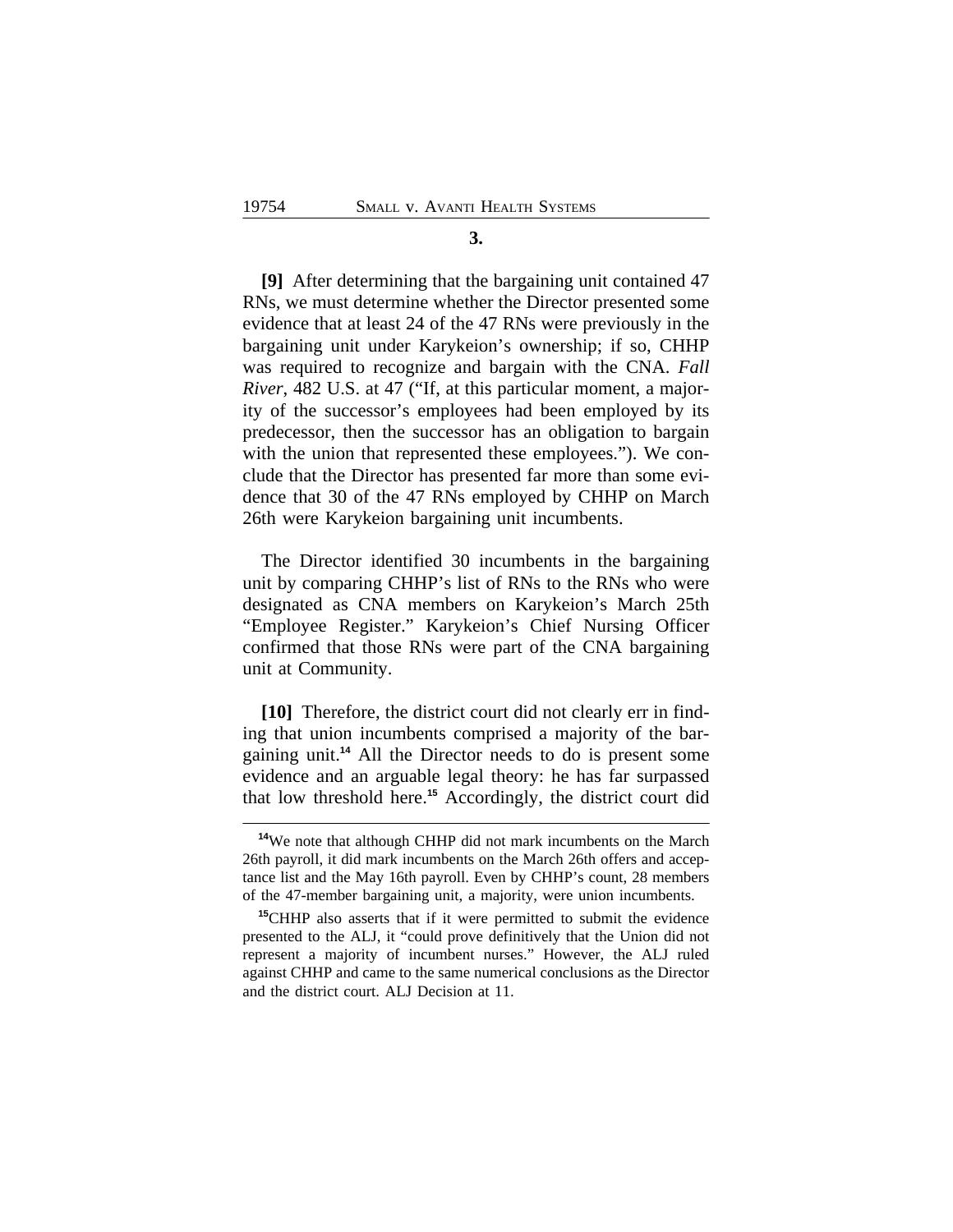**3.**

**[9]** After determining that the bargaining unit contained 47 RNs, we must determine whether the Director presented some evidence that at least 24 of the 47 RNs were previously in the bargaining unit under Karykeion's ownership; if so, CHHP was required to recognize and bargain with the CNA. *Fall River*, 482 U.S. at 47 ("If, at this particular moment, a majority of the successor's employees had been employed by its predecessor, then the successor has an obligation to bargain with the union that represented these employees."). We conclude that the Director has presented far more than some evidence that 30 of the 47 RNs employed by CHHP on March 26th were Karykeion bargaining unit incumbents.

The Director identified 30 incumbents in the bargaining unit by comparing CHHP's list of RNs to the RNs who were designated as CNA members on Karykeion's March 25th "Employee Register." Karykeion's Chief Nursing Officer confirmed that those RNs were part of the CNA bargaining unit at Community.

**[10]** Therefore, the district court did not clearly err in finding that union incumbents comprised a majority of the bargaining unit.[14] All the Director needs to do is present some evidence and an arguable legal theory: he has far surpassed that low threshold here.[15] Accordingly, the district court did

---

[14]We note that although CHHP did not mark incumbents on the March 26th payroll, it did mark incumbents on the March 26th offers and acceptance list and the May 16th payroll. Even by CHHP's count, 28 members of the 47-member bargaining unit, a majority, were union incumbents.

[15]CHHP also asserts that if it were permitted to submit the evidence presented to the ALJ, it "could prove definitively that the Union did not represent a majority of incumbent nurses." However, the ALJ ruled against CHHP and came to the same numerical conclusions as the Director and the district court. ALJ Decision at 11.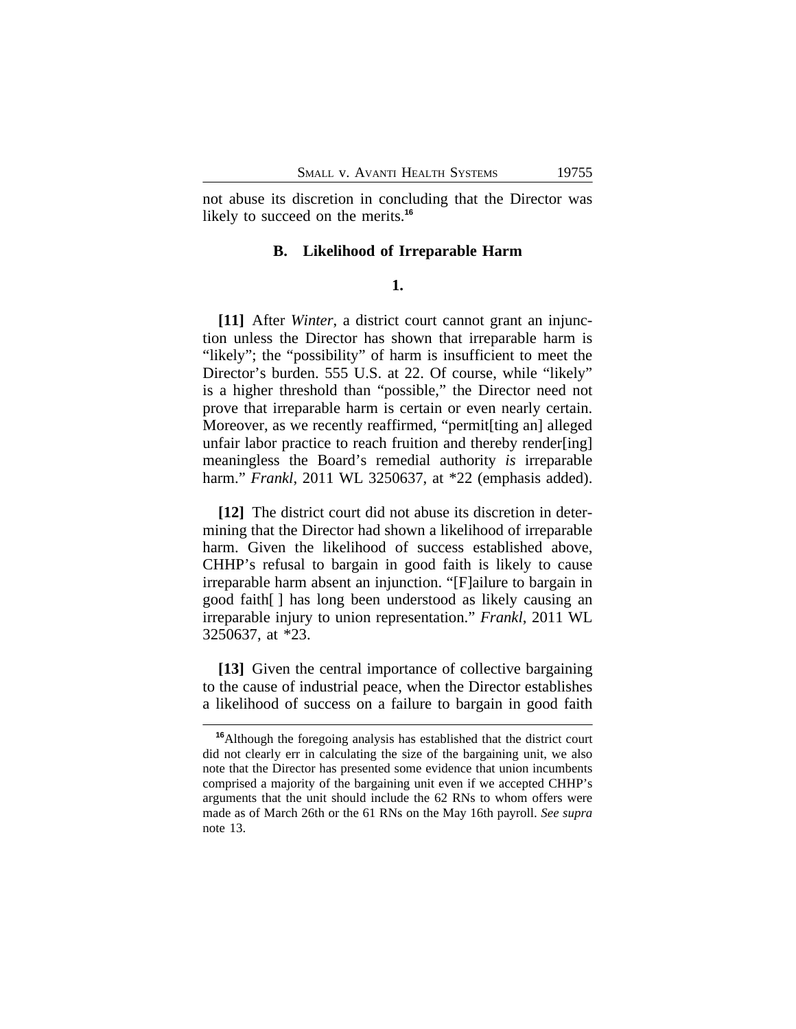not abuse its discretion in concluding that the Director was likely to succeed on the merits.[16]

### B. Likelihood of Irreparable Harm

#### 1.

**[11]** After *Winter*, a district court cannot grant an injunction unless the Director has shown that irreparable harm is "likely"; the "possibility" of harm is insufficient to meet the Director's burden. 555 U.S. at 22. Of course, while "likely" is a higher threshold than "possible," the Director need not prove that irreparable harm is certain or even nearly certain. Moreover, as we recently reaffirmed, "permit[ting an] alleged unfair labor practice to reach fruition and thereby render[ing] meaningless the Board's remedial authority *is* irreparable harm." *Frankl*, 2011 WL 3250637, at *22 (emphasis added).

**[12]** The district court did not abuse its discretion in determining that the Director had shown a likelihood of irreparable harm. Given the likelihood of success established above, CHHP's refusal to bargain in good faith is likely to cause irreparable harm absent an injunction. "[F]ailure to bargain in good faith[ ] has long been understood as likely causing an irreparable injury to union representation." *Frankl*, 2011 WL 3250637, at *23.

**[13]** Given the central importance of collective bargaining to the cause of industrial peace, when the Director establishes a likelihood of success on a failure to bargain in good faith

---

[16] Although the foregoing analysis has established that the district court did not clearly err in calculating the size of the bargaining unit, we also note that the Director has presented some evidence that union incumbents comprised a majority of the bargaining unit even if we accepted CHHP's arguments that the unit should include the 62 RNs to whom offers were made as of March 26th or the 61 RNs on the May 16th payroll. *See supra* note 13.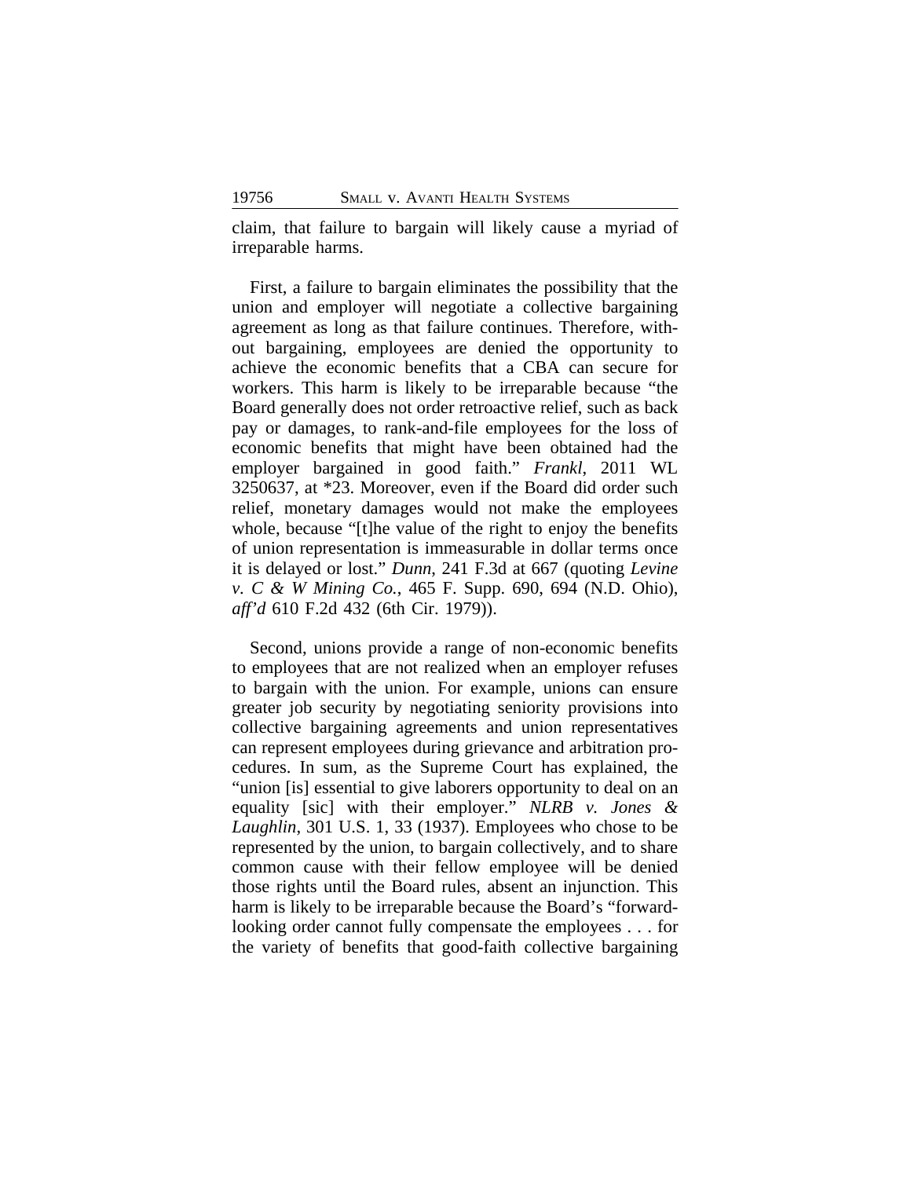claim, that failure to bargain will likely cause a myriad of irreparable harms.

First, a failure to bargain eliminates the possibility that the union and employer will negotiate a collective bargaining agreement as long as that failure continues. Therefore, without bargaining, employees are denied the opportunity to achieve the economic benefits that a CBA can secure for workers. This harm is likely to be irreparable because "the Board generally does not order retroactive relief, such as back pay or damages, to rank-and-file employees for the loss of economic benefits that might have been obtained had the employer bargained in good faith." *Frankl*, 2011 WL 3250637, at *23. Moreover, even if the Board did order such relief, monetary damages would not make the employees whole, because "[t]he value of the right to enjoy the benefits of union representation is immeasurable in dollar terms once it is delayed or lost." *Dunn*, 241 F.3d at 667 (quoting *Levine v. C & W Mining Co.*, 465 F. Supp. 690, 694 (N.D. Ohio), *aff'd* 610 F.2d 432 (6th Cir. 1979)).

Second, unions provide a range of non-economic benefits to employees that are not realized when an employer refuses to bargain with the union. For example, unions can ensure greater job security by negotiating seniority provisions into collective bargaining agreements and union representatives can represent employees during grievance and arbitration procedures. In sum, as the Supreme Court has explained, the "union [is] essential to give laborers opportunity to deal on an equality [sic] with their employer." *NLRB v. Jones & Laughlin*, 301 U.S. 1, 33 (1937). Employees who chose to be represented by the union, to bargain collectively, and to share common cause with their fellow employee will be denied those rights until the Board rules, absent an injunction. This harm is likely to be irreparable because the Board's "forward-looking order cannot fully compensate the employees . . . for the variety of benefits that good-faith collective bargaining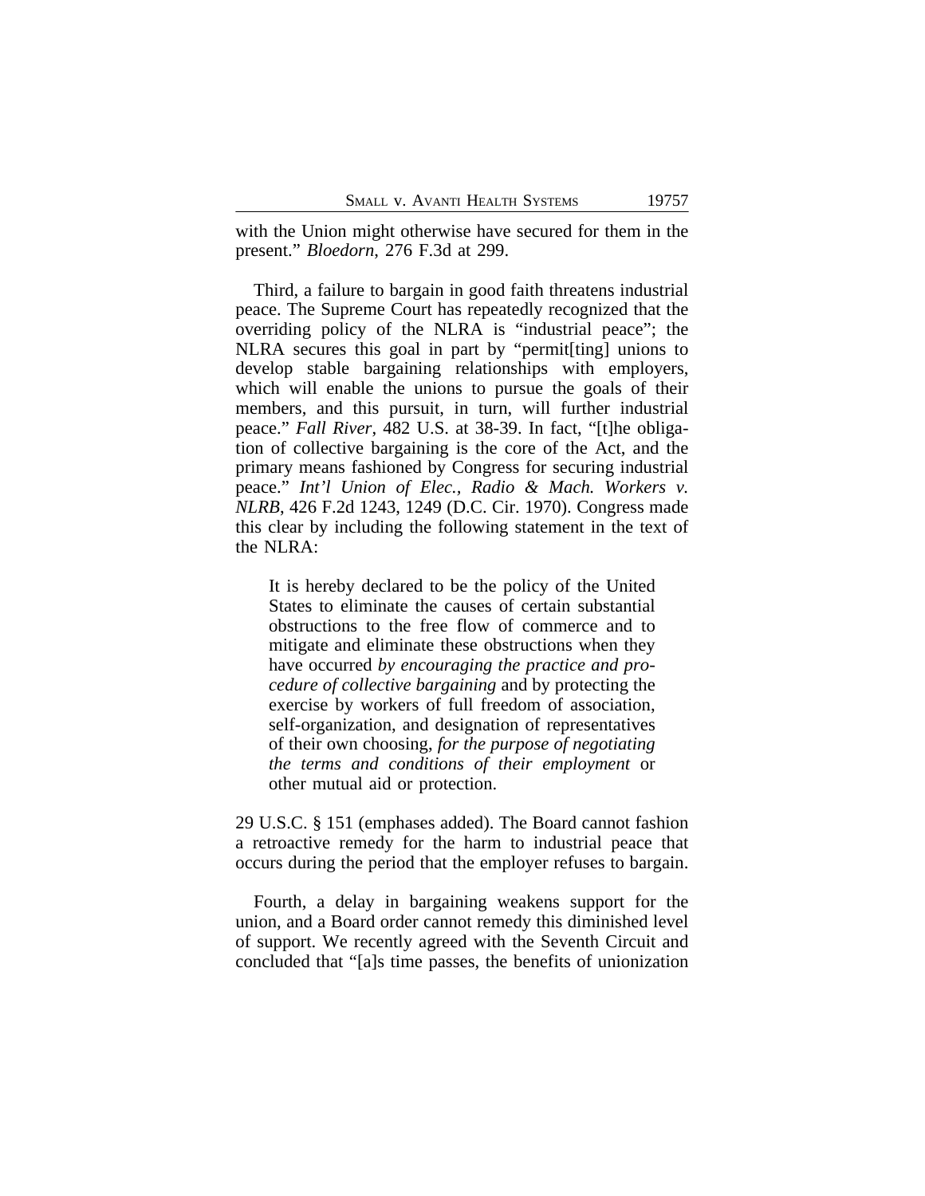with the Union might otherwise have secured for them in the present." *Bloedorn*, 276 F.3d at 299.

Third, a failure to bargain in good faith threatens industrial peace. The Supreme Court has repeatedly recognized that the overriding policy of the NLRA is "industrial peace"; the NLRA secures this goal in part by "permit[ting] unions to develop stable bargaining relationships with employers, which will enable the unions to pursue the goals of their members, and this pursuit, in turn, will further industrial peace." *Fall River*, 482 U.S. at 38-39. In fact, "[t]he obligation of collective bargaining is the core of the Act, and the primary means fashioned by Congress for securing industrial peace." *Int'l Union of Elec., Radio & Mach. Workers v. NLRB*, 426 F.2d 1243, 1249 (D.C. Cir. 1970). Congress made this clear by including the following statement in the text of the NLRA:

> It is hereby declared to be the policy of the United States to eliminate the causes of certain substantial obstructions to the free flow of commerce and to mitigate and eliminate these obstructions when they have occurred *by encouraging the practice and procedure of collective bargaining* and by protecting the exercise by workers of full freedom of association, self-organization, and designation of representatives of their own choosing, *for the purpose of negotiating the terms and conditions of their employment* or other mutual aid or protection.

29 U.S.C. § 151 (emphases added). The Board cannot fashion a retroactive remedy for the harm to industrial peace that occurs during the period that the employer refuses to bargain.

Fourth, a delay in bargaining weakens support for the union, and a Board order cannot remedy this diminished level of support. We recently agreed with the Seventh Circuit and concluded that "[a]s time passes, the benefits of unionization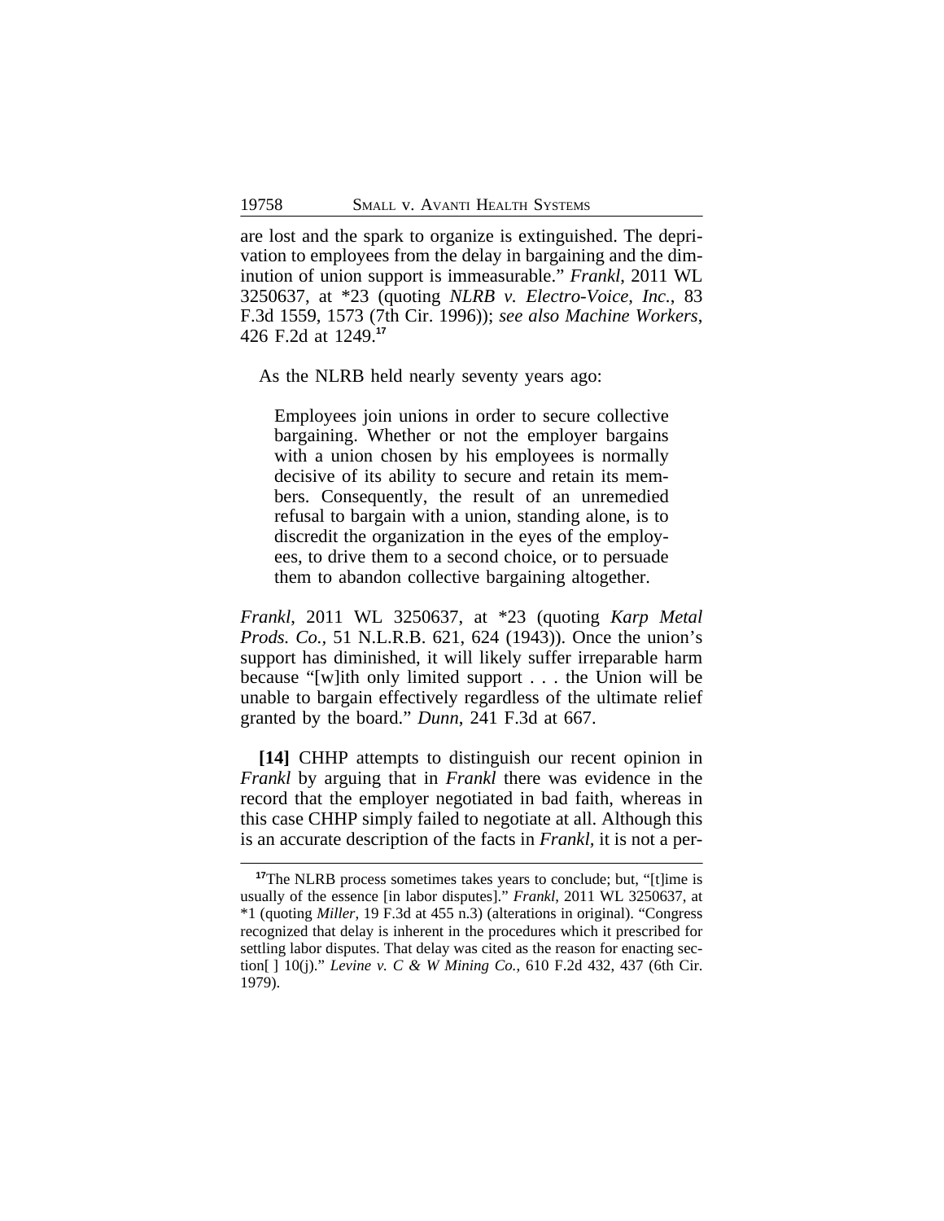are lost and the spark to organize is extinguished. The deprivation to employees from the delay in bargaining and the diminution of union support is immeasurable." *Frankl*, 2011 WL 3250637, at *23 (quoting *NLRB v. Electro-Voice, Inc.*, 83 F.3d 1559, 1573 (7th Cir. 1996)); *see also Machine Workers*, 426 F.2d at 1249.[17]

As the NLRB held nearly seventy years ago:

> Employees join unions in order to secure collective bargaining. Whether or not the employer bargains with a union chosen by his employees is normally decisive of its ability to secure and retain its members. Consequently, the result of an unremedied refusal to bargain with a union, standing alone, is to discredit the organization in the eyes of the employees, to drive them to a second choice, or to persuade them to abandon collective bargaining altogether.

*Frankl*, 2011 WL 3250637, at *23 (quoting *Karp Metal Prods. Co.*, 51 N.L.R.B. 621, 624 (1943)). Once the union's support has diminished, it will likely suffer irreparable harm because "[w]ith only limited support . . . the Union will be unable to bargain effectively regardless of the ultimate relief granted by the board." *Dunn*, 241 F.3d at 667.

**[14]** CHHP attempts to distinguish our recent opinion in *Frankl* by arguing that in *Frankl* there was evidence in the record that the employer negotiated in bad faith, whereas in this case CHHP simply failed to negotiate at all. Although this is an accurate description of the facts in *Frankl*, it is not a per-

---

[17] The NLRB process sometimes takes years to conclude; but, "[t]ime is usually of the essence [in labor disputes]." *Frankl*, 2011 WL 3250637, at *1 (quoting *Miller*, 19 F.3d at 455 n.3) (alterations in original). "Congress recognized that delay is inherent in the procedures which it prescribed for settling labor disputes. That delay was cited as the reason for enacting section[ ] 10(j)." *Levine v. C & W Mining Co.*, 610 F.2d 432, 437 (6th Cir. 1979).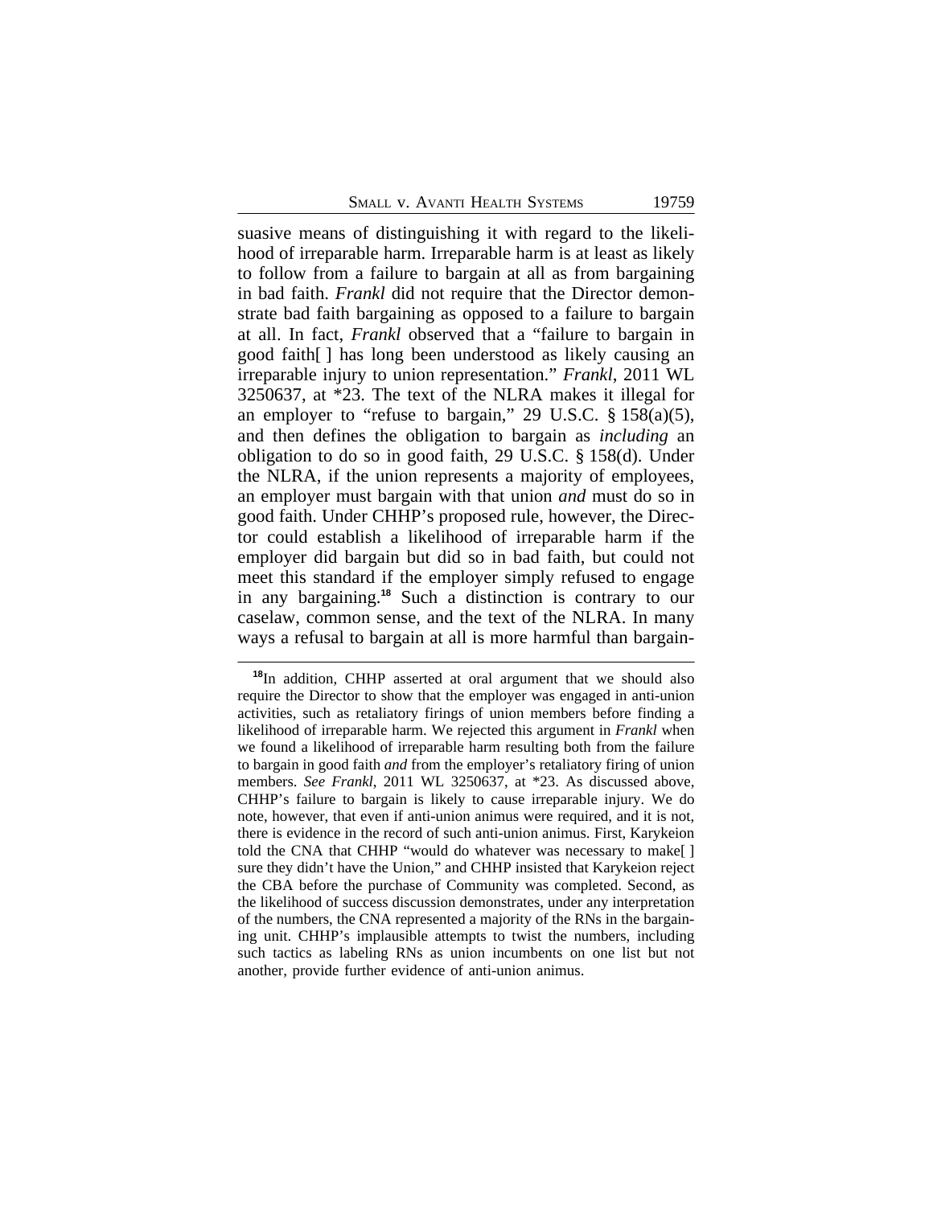suasive means of distinguishing it with regard to the likelihood of irreparable harm. Irreparable harm is at least as likely to follow from a failure to bargain at all as from bargaining in bad faith. *Frankl* did not require that the Director demonstrate bad faith bargaining as opposed to a failure to bargain at all. In fact, *Frankl* observed that a "failure to bargain in good faith[ ] has long been understood as likely causing an irreparable injury to union representation." *Frankl*, 2011 WL 3250637, at *23. The text of the NLRA makes it illegal for an employer to "refuse to bargain," 29 U.S.C. § 158(a)(5), and then defines the obligation to bargain as *including* an obligation to do so in good faith, 29 U.S.C. § 158(d). Under the NLRA, if the union represents a majority of employees, an employer must bargain with that union *and* must do so in good faith. Under CHHP's proposed rule, however, the Director could establish a likelihood of irreparable harm if the employer did bargain but did so in bad faith, but could not meet this standard if the employer simply refused to engage in any bargaining.[18] Such a distinction is contrary to our caselaw, common sense, and the text of the NLRA. In many ways a refusal to bargain at all is more harmful than bargain-

---

[18]In addition, CHHP asserted at oral argument that we should also require the Director to show that the employer was engaged in anti-union activities, such as retaliatory firings of union members before finding a likelihood of irreparable harm. We rejected this argument in *Frankl* when we found a likelihood of irreparable harm resulting both from the failure to bargain in good faith *and* from the employer's retaliatory firing of union members. *See Frankl*, 2011 WL 3250637, at *23. As discussed above, CHHP's failure to bargain is likely to cause irreparable injury. We do note, however, that even if anti-union animus were required, and it is not, there is evidence in the record of such anti-union animus. First, Karykeion told the CNA that CHHP "would do whatever was necessary to make[ ] sure they didn't have the Union," and CHHP insisted that Karykeion reject the CBA before the purchase of Community was completed. Second, as the likelihood of success discussion demonstrates, under any interpretation of the numbers, the CNA represented a majority of the RNs in the bargaining unit. CHHP's implausible attempts to twist the numbers, including such tactics as labeling RNs as union incumbents on one list but not another, provide further evidence of anti-union animus.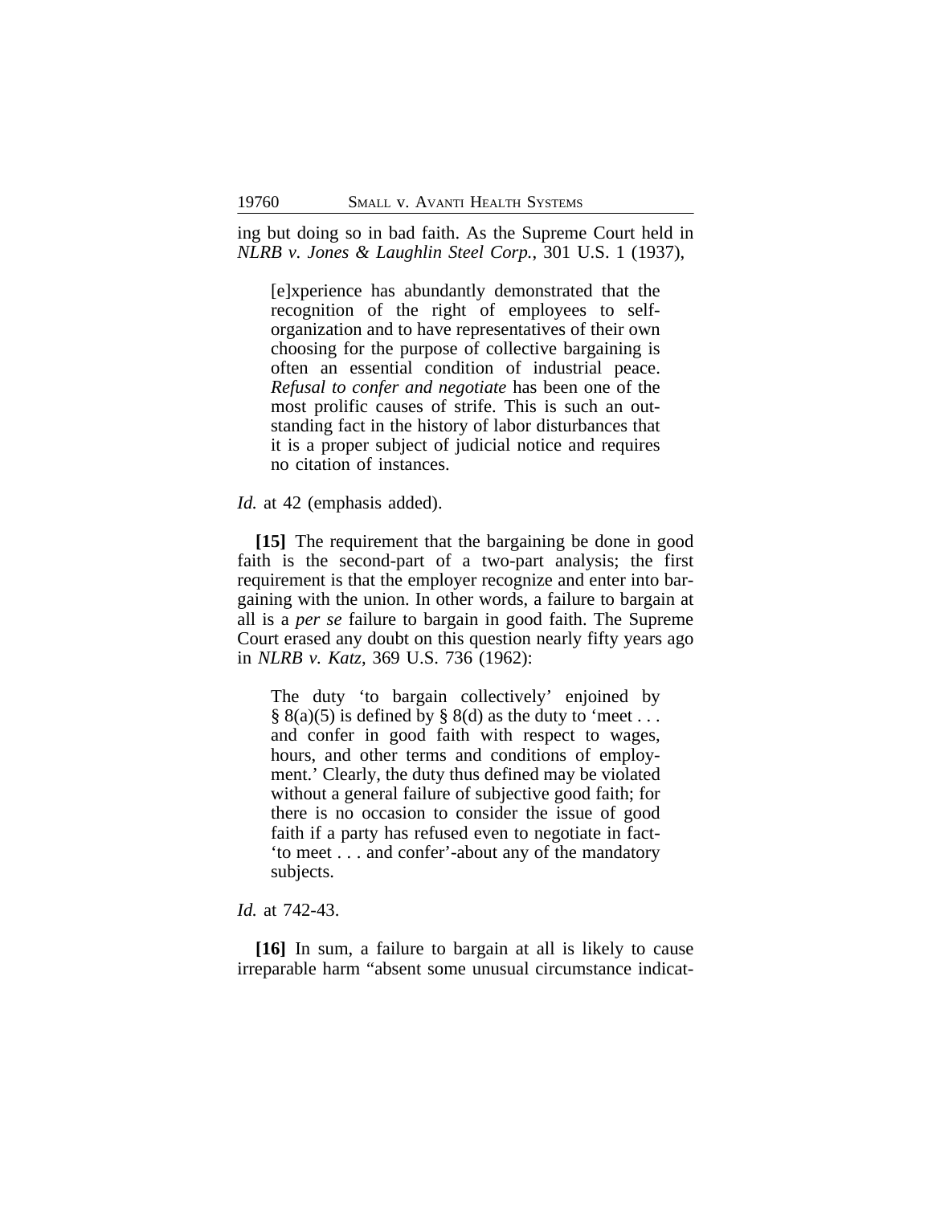ing but doing so in bad faith. As the Supreme Court held in *NLRB v. Jones & Laughlin Steel Corp.*, 301 U.S. 1 (1937),

> [e]xperience has abundantly demonstrated that the recognition of the right of employees to self-organization and to have representatives of their own choosing for the purpose of collective bargaining is often an essential condition of industrial peace. *Refusal to confer and negotiate* has been one of the most prolific causes of strife. This is such an outstanding fact in the history of labor disturbances that it is a proper subject of judicial notice and requires no citation of instances.

*Id.* at 42 (emphasis added).

**[15]** The requirement that the bargaining be done in good faith is the second-part of a two-part analysis; the first requirement is that the employer recognize and enter into bargaining with the union. In other words, a failure to bargain at all is a *per se* failure to bargain in good faith. The Supreme Court erased any doubt on this question nearly fifty years ago in *NLRB v. Katz*, 369 U.S. 736 (1962):

> The duty 'to bargain collectively' enjoined by § 8(a)(5) is defined by § 8(d) as the duty to 'meet . . . and confer in good faith with respect to wages, hours, and other terms and conditions of employment.' Clearly, the duty thus defined may be violated without a general failure of subjective good faith; for there is no occasion to consider the issue of good faith if a party has refused even to negotiate in fact-'to meet . . . and confer'-about any of the mandatory subjects.

*Id.* at 742-43.

**[16]** In sum, a failure to bargain at all is likely to cause irreparable harm "absent some unusual circumstance indicat-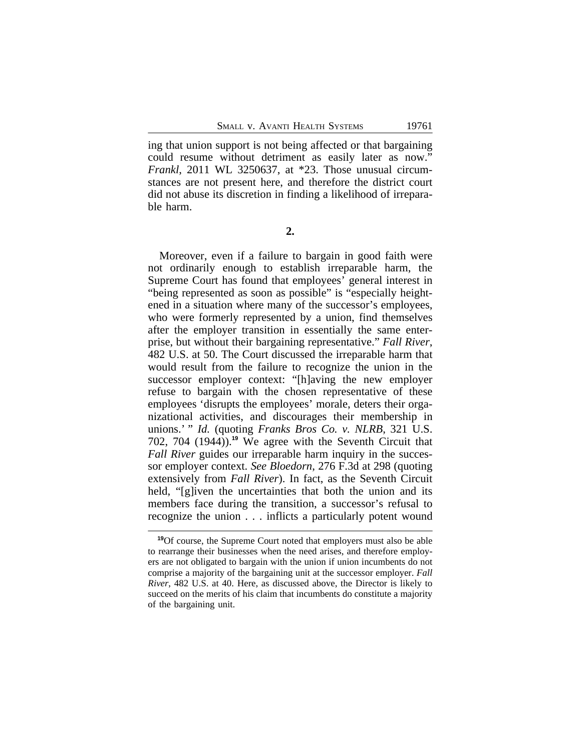ing that union support is not being affected or that bargaining could resume without detriment as easily later as now." *Frankl*, 2011 WL 3250637, at *23. Those unusual circumstances are not present here, and therefore the district court did not abuse its discretion in finding a likelihood of irreparable harm.

**2.**

Moreover, even if a failure to bargain in good faith were not ordinarily enough to establish irreparable harm, the Supreme Court has found that employees' general interest in "being represented as soon as possible" is "especially heightened in a situation where many of the successor's employees, who were formerly represented by a union, find themselves after the employer transition in essentially the same enterprise, but without their bargaining representative." *Fall River*, 482 U.S. at 50. The Court discussed the irreparable harm that would result from the failure to recognize the union in the successor employer context: "[h]aving the new employer refuse to bargain with the chosen representative of these employees 'disrupts the employees' morale, deters their organizational activities, and discourages their membership in unions.' " *Id.* (quoting *Franks Bros Co. v. NLRB*, 321 U.S. 702, 704 (1944)).[19] We agree with the Seventh Circuit that *Fall River* guides our irreparable harm inquiry in the successor employer context. *See Bloedorn*, 276 F.3d at 298 (quoting extensively from *Fall River*). In fact, as the Seventh Circuit held, "[g]iven the uncertainties that both the union and its members face during the transition, a successor's refusal to recognize the union . . . inflicts a particularly potent wound

[19] Of course, the Supreme Court noted that employers must also be able to rearrange their businesses when the need arises, and therefore employers are not obligated to bargain with the union if union incumbents do not comprise a majority of the bargaining unit at the successor employer. *Fall River*, 482 U.S. at 40. Here, as discussed above, the Director is likely to succeed on the merits of his claim that incumbents do constitute a majority of the bargaining unit.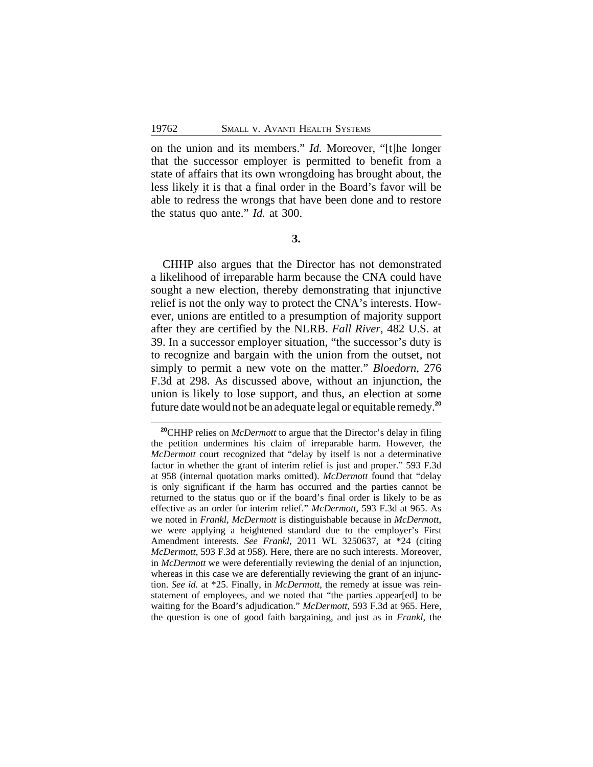on the union and its members." *Id.* Moreover, "[t]he longer that the successor employer is permitted to benefit from a state of affairs that its own wrongdoing has brought about, the less likely it is that a final order in the Board's favor will be able to redress the wrongs that have been done and to restore the status quo ante." *Id.* at 300.

**3.**

CHHP also argues that the Director has not demonstrated a likelihood of irreparable harm because the CNA could have sought a new election, thereby demonstrating that injunctive relief is not the only way to protect the CNA's interests. However, unions are entitled to a presumption of majority support after they are certified by the NLRB. *Fall River*, 482 U.S. at 39. In a successor employer situation, "the successor's duty is to recognize and bargain with the union from the outset, not simply to permit a new vote on the matter." *Bloedorn*, 276 F.3d at 298. As discussed above, without an injunction, the union is likely to lose support, and thus, an election at some future date would not be an adequate legal or equitable remedy.[20]

[20]CHHP relies on *McDermott* to argue that the Director's delay in filing the petition undermines his claim of irreparable harm. However, the *McDermott* court recognized that "delay by itself is not a determinative factor in whether the grant of interim relief is just and proper." 593 F.3d at 958 (internal quotation marks omitted). *McDermott* found that "delay is only significant if the harm has occurred and the parties cannot be returned to the status quo or if the board's final order is likely to be as effective as an order for interim relief." *McDermott*, 593 F.3d at 965. As we noted in *Frankl*, *McDermott* is distinguishable because in *McDermott*, we were applying a heightened standard due to the employer's First Amendment interests. *See Frankl*, 2011 WL 3250637, at *24 (citing *McDermott*, 593 F.3d at 958). Here, there are no such interests. Moreover, in *McDermott* we were deferentially reviewing the denial of an injunction, whereas in this case we are deferentially reviewing the grant of an injunction. *See id.* at *25. Finally, in *McDermott*, the remedy at issue was reinstatement of employees, and we noted that "the parties appear[ed] to be waiting for the Board's adjudication." *McDermott*, 593 F.3d at 965. Here, the question is one of good faith bargaining, and just as in *Frankl*, the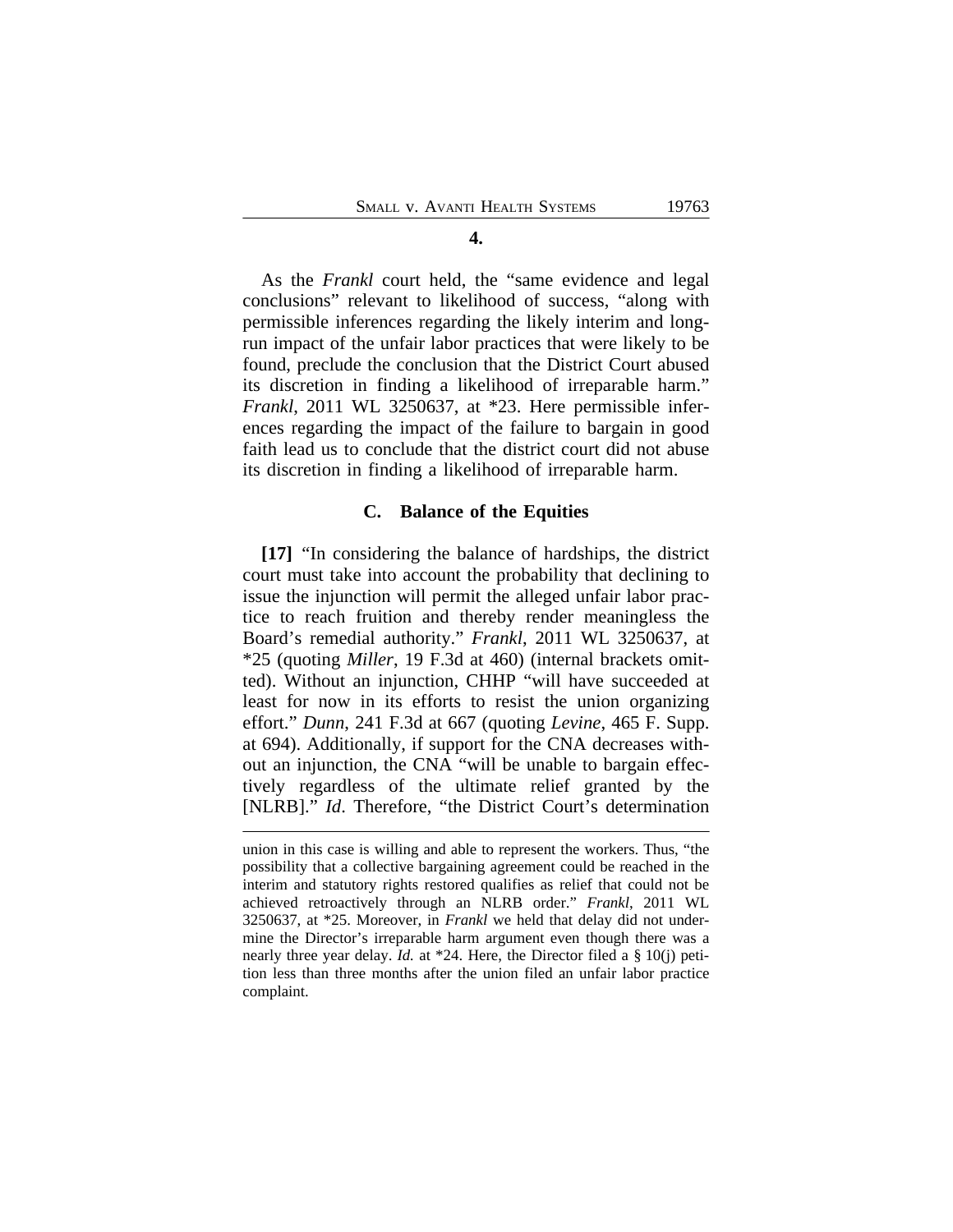**4.**

As the *Frankl* court held, the "same evidence and legal conclusions" relevant to likelihood of success, "along with permissible inferences regarding the likely interim and long-run impact of the unfair labor practices that were likely to be found, preclude the conclusion that the District Court abused its discretion in finding a likelihood of irreparable harm." *Frankl*, 2011 WL 3250637, at *23. Here permissible inferences regarding the impact of the failure to bargain in good faith lead us to conclude that the district court did not abuse its discretion in finding a likelihood of irreparable harm.

### C. Balance of the Equities

**[17]** "In considering the balance of hardships, the district court must take into account the probability that declining to issue the injunction will permit the alleged unfair labor practice to reach fruition and thereby render meaningless the Board's remedial authority." *Frankl*, 2011 WL 3250637, at *25 (quoting *Miller*, 19 F.3d at 460) (internal brackets omitted). Without an injunction, CHHP "will have succeeded at least for now in its efforts to resist the union organizing effort." *Dunn*, 241 F.3d at 667 (quoting *Levine*, 465 F. Supp. at 694). Additionally, if support for the CNA decreases without an injunction, the CNA "will be unable to bargain effectively regardless of the ultimate relief granted by the [NLRB]." *Id*. Therefore, "the District Court's determination

---

union in this case is willing and able to represent the workers. Thus, "the possibility that a collective bargaining agreement could be reached in the interim and statutory rights restored qualifies as relief that could not be achieved retroactively through an NLRB order." *Frankl*, 2011 WL 3250637, at *25. Moreover, in *Frankl* we held that delay did not undermine the Director's irreparable harm argument even though there was a nearly three year delay. *Id.* at *24. Here, the Director filed a § 10(j) petition less than three months after the union filed an unfair labor practice complaint.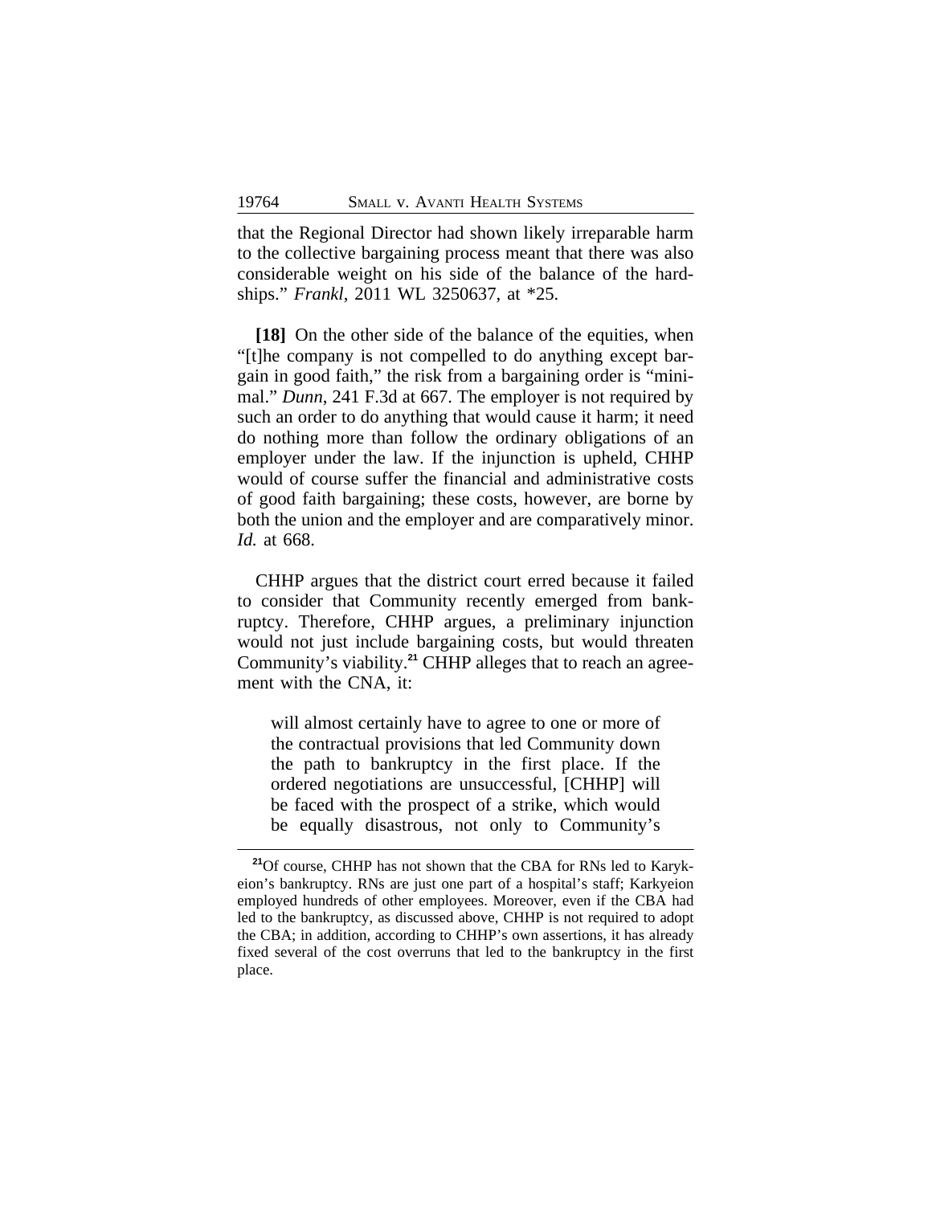that the Regional Director had shown likely irreparable harm to the collective bargaining process meant that there was also considerable weight on his side of the balance of the hardships." *Frankl*, 2011 WL 3250637, at *25.

**[18]** On the other side of the balance of the equities, when "[t]he company is not compelled to do anything except bargain in good faith," the risk from a bargaining order is "minimal." *Dunn*, 241 F.3d at 667. The employer is not required by such an order to do anything that would cause it harm; it need do nothing more than follow the ordinary obligations of an employer under the law. If the injunction is upheld, CHHP would of course suffer the financial and administrative costs of good faith bargaining; these costs, however, are borne by both the union and the employer and are comparatively minor. *Id.* at 668.

CHHP argues that the district court erred because it failed to consider that Community recently emerged from bankruptcy. Therefore, CHHP argues, a preliminary injunction would not just include bargaining costs, but would threaten Community's viability.[21] CHHP alleges that to reach an agreement with the CNA, it:

> will almost certainly have to agree to one or more of the contractual provisions that led Community down the path to bankruptcy in the first place. If the ordered negotiations are unsuccessful, [CHHP] will be faced with the prospect of a strike, which would be equally disastrous, not only to Community's

---

[21] Of course, CHHP has not shown that the CBA for RNs led to Karykeion's bankruptcy. RNs are just one part of a hospital's staff; Karkyeion employed hundreds of other employees. Moreover, even if the CBA had led to the bankruptcy, as discussed above, CHHP is not required to adopt the CBA; in addition, according to CHHP's own assertions, it has already fixed several of the cost overruns that led to the bankruptcy in the first place.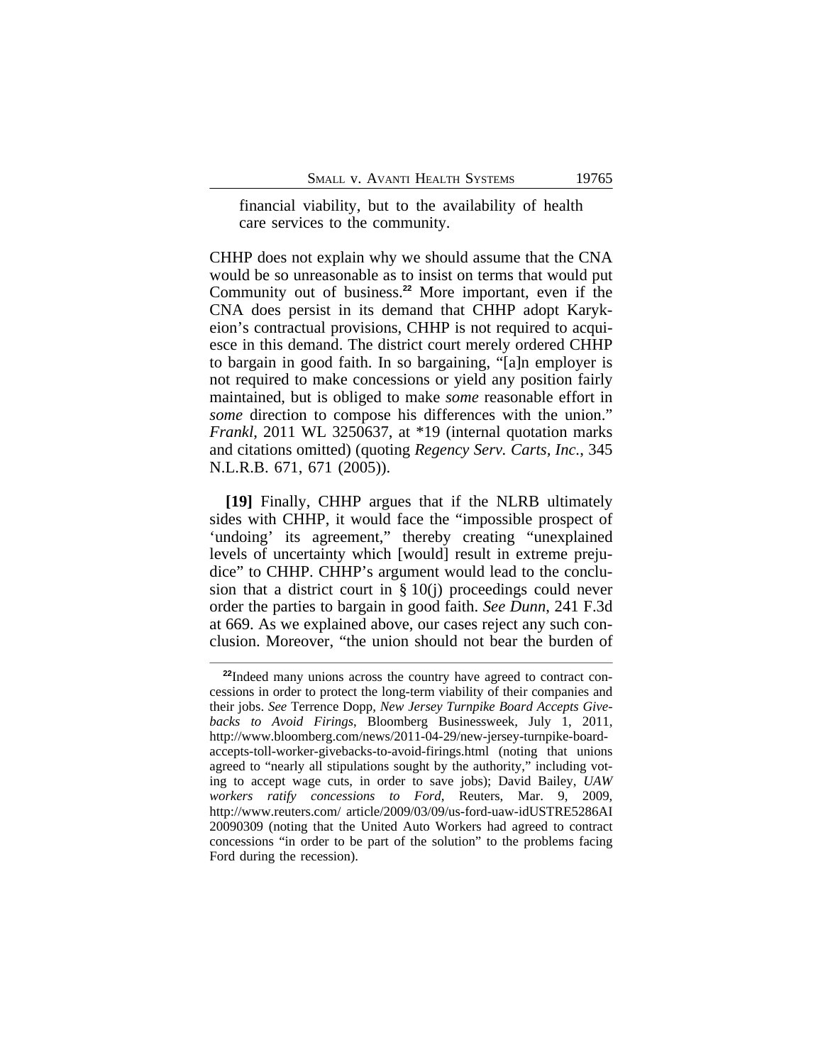financial viability, but to the availability of health care services to the community.

CHHP does not explain why we should assume that the CNA would be so unreasonable as to insist on terms that would put Community out of business.[22] More important, even if the CNA does persist in its demand that CHHP adopt Karykeion's contractual provisions, CHHP is not required to acquiesce in this demand. The district court merely ordered CHHP to bargain in good faith. In so bargaining, "[a]n employer is not required to make concessions or yield any position fairly maintained, but is obliged to make *some* reasonable effort in *some* direction to compose his differences with the union." *Frankl*, 2011 WL 3250637, at *19 (internal quotation marks and citations omitted) (quoting *Regency Serv. Carts, Inc.*, 345 N.L.R.B. 671, 671 (2005)).

**[19]** Finally, CHHP argues that if the NLRB ultimately sides with CHHP, it would face the "impossible prospect of 'undoing' its agreement," thereby creating "unexplained levels of uncertainty which [would] result in extreme prejudice" to CHHP. CHHP's argument would lead to the conclusion that a district court in § 10(j) proceedings could never order the parties to bargain in good faith. *See Dunn*, 241 F.3d at 669. As we explained above, our cases reject any such conclusion. Moreover, "the union should not bear the burden of

---

[22] Indeed many unions across the country have agreed to contract concessions in order to protect the long-term viability of their companies and their jobs. *See* Terrence Dopp, *New Jersey Turnpike Board Accepts Givebacks to Avoid Firings*, Bloomberg Businessweek, July 1, 2011, http://www.bloomberg.com/news/2011-04-29/new-jersey-turnpike-board-accepts-toll-worker-givebacks-to-avoid-firings.html (noting that unions agreed to "nearly all stipulations sought by the authority," including voting to accept wage cuts, in order to save jobs); David Bailey, *UAW workers ratify concessions to Ford*, Reuters, Mar. 9, 2009, http://www.reuters.com/ article/2009/03/09/us-ford-uaw-idUSTRE5286AI 20090309 (noting that the United Auto Workers had agreed to contract concessions "in order to be part of the solution" to the problems facing Ford during the recession).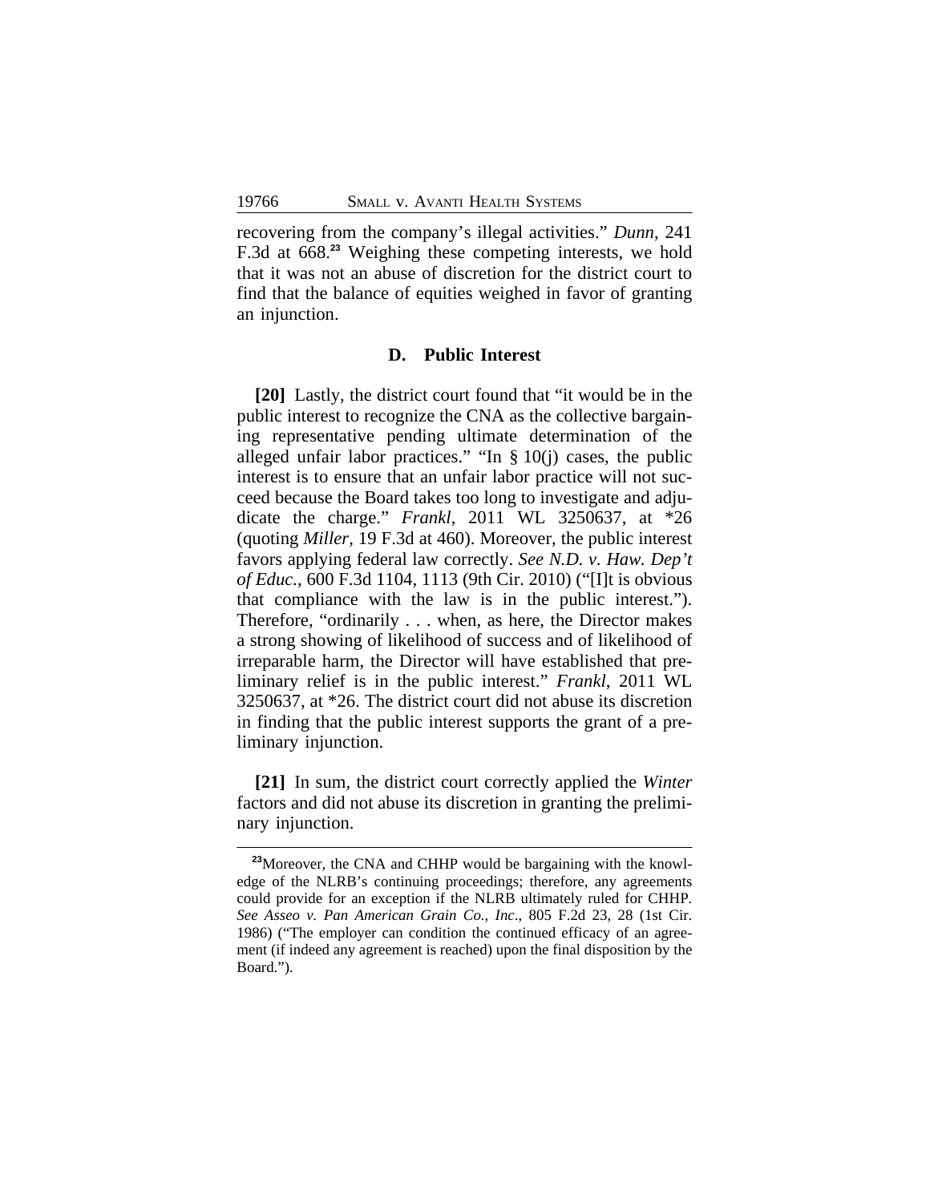recovering from the company's illegal activities." *Dunn*, 241 F.3d at 668.[23] Weighing these competing interests, we hold that it was not an abuse of discretion for the district court to find that the balance of equities weighed in favor of granting an injunction.

### D. Public Interest

**[20]** Lastly, the district court found that "it would be in the public interest to recognize the CNA as the collective bargaining representative pending ultimate determination of the alleged unfair labor practices." "In § 10(j) cases, the public interest is to ensure that an unfair labor practice will not succeed because the Board takes too long to investigate and adjudicate the charge." *Frankl*, 2011 WL 3250637, at *26 (quoting *Miller*, 19 F.3d at 460). Moreover, the public interest favors applying federal law correctly. *See N.D. v. Haw. Dep't of Educ.*, 600 F.3d 1104, 1113 (9th Cir. 2010) ("[I]t is obvious that compliance with the law is in the public interest."). Therefore, "ordinarily . . . when, as here, the Director makes a strong showing of likelihood of success and of likelihood of irreparable harm, the Director will have established that preliminary relief is in the public interest." *Frankl*, 2011 WL 3250637, at *26. The district court did not abuse its discretion in finding that the public interest supports the grant of a preliminary injunction.

**[21]** In sum, the district court correctly applied the *Winter* factors and did not abuse its discretion in granting the preliminary injunction.

---

[23]Moreover, the CNA and CHHP would be bargaining with the knowledge of the NLRB's continuing proceedings; therefore, any agreements could provide for an exception if the NLRB ultimately ruled for CHHP. *See Asseo v. Pan American Grain Co., Inc.*, 805 F.2d 23, 28 (1st Cir. 1986) ("The employer can condition the continued efficacy of an agreement (if indeed any agreement is reached) upon the final disposition by the Board.").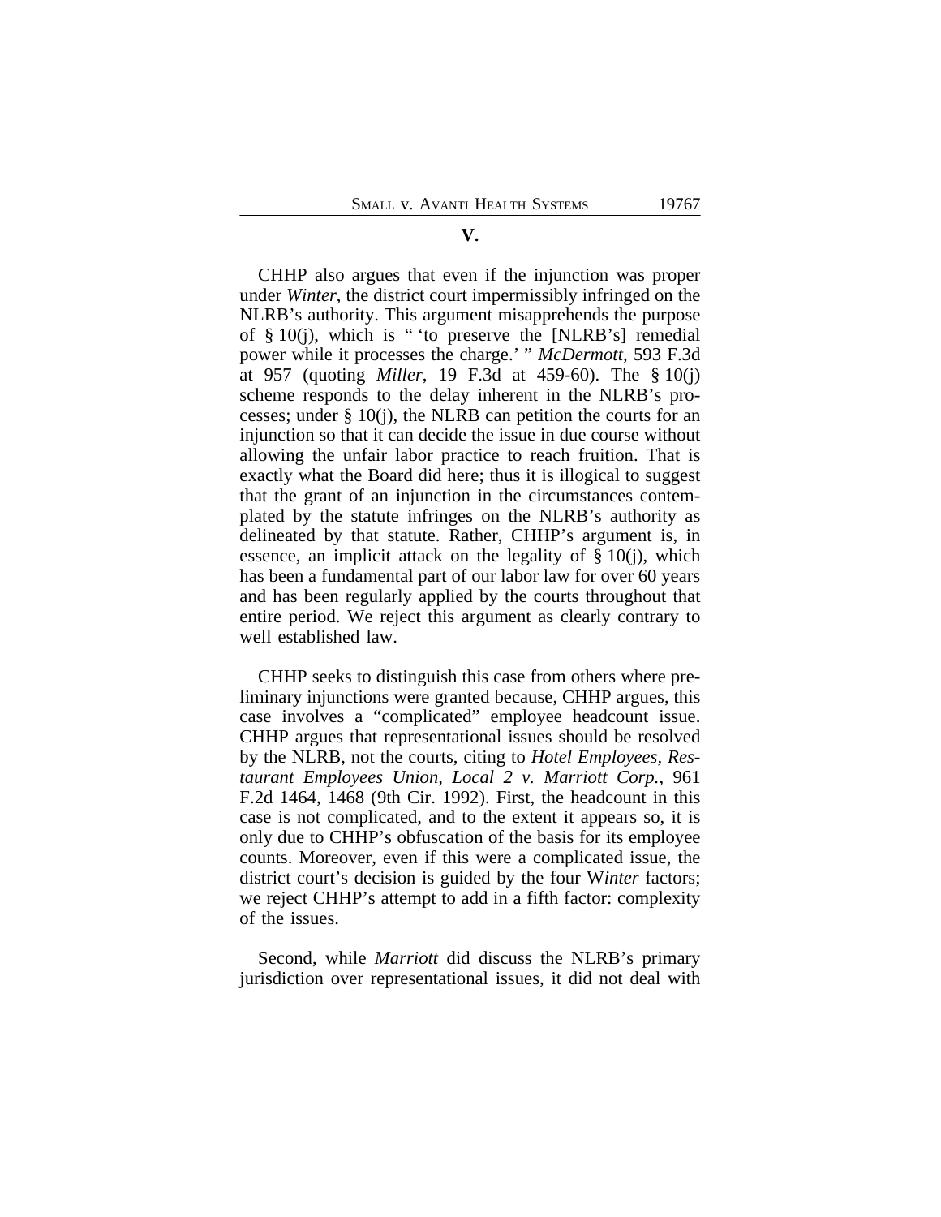## V.

CHHP also argues that even if the injunction was proper under *Winter*, the district court impermissibly infringed on the NLRB's authority. This argument misapprehends the purpose of § 10(j), which is " 'to preserve the [NLRB's] remedial power while it processes the charge.' " *McDermott*, 593 F.3d at 957 (quoting *Miller*, 19 F.3d at 459-60). The § 10(j) scheme responds to the delay inherent in the NLRB's processes; under § 10(j), the NLRB can petition the courts for an injunction so that it can decide the issue in due course without allowing the unfair labor practice to reach fruition. That is exactly what the Board did here; thus it is illogical to suggest that the grant of an injunction in the circumstances contemplated by the statute infringes on the NLRB's authority as delineated by that statute. Rather, CHHP's argument is, in essence, an implicit attack on the legality of § 10(j), which has been a fundamental part of our labor law for over 60 years and has been regularly applied by the courts throughout that entire period. We reject this argument as clearly contrary to well established law.

CHHP seeks to distinguish this case from others where preliminary injunctions were granted because, CHHP argues, this case involves a "complicated" employee headcount issue. CHHP argues that representational issues should be resolved by the NLRB, not the courts, citing to *Hotel Employees, Restaurant Employees Union, Local 2 v. Marriott Corp.*, 961 F.2d 1464, 1468 (9th Cir. 1992). First, the headcount in this case is not complicated, and to the extent it appears so, it is only due to CHHP's obfuscation of the basis for its employee counts. Moreover, even if this were a complicated issue, the district court's decision is guided by the four W*inter* factors; we reject CHHP's attempt to add in a fifth factor: complexity of the issues.

Second, while *Marriott* did discuss the NLRB's primary jurisdiction over representational issues, it did not deal with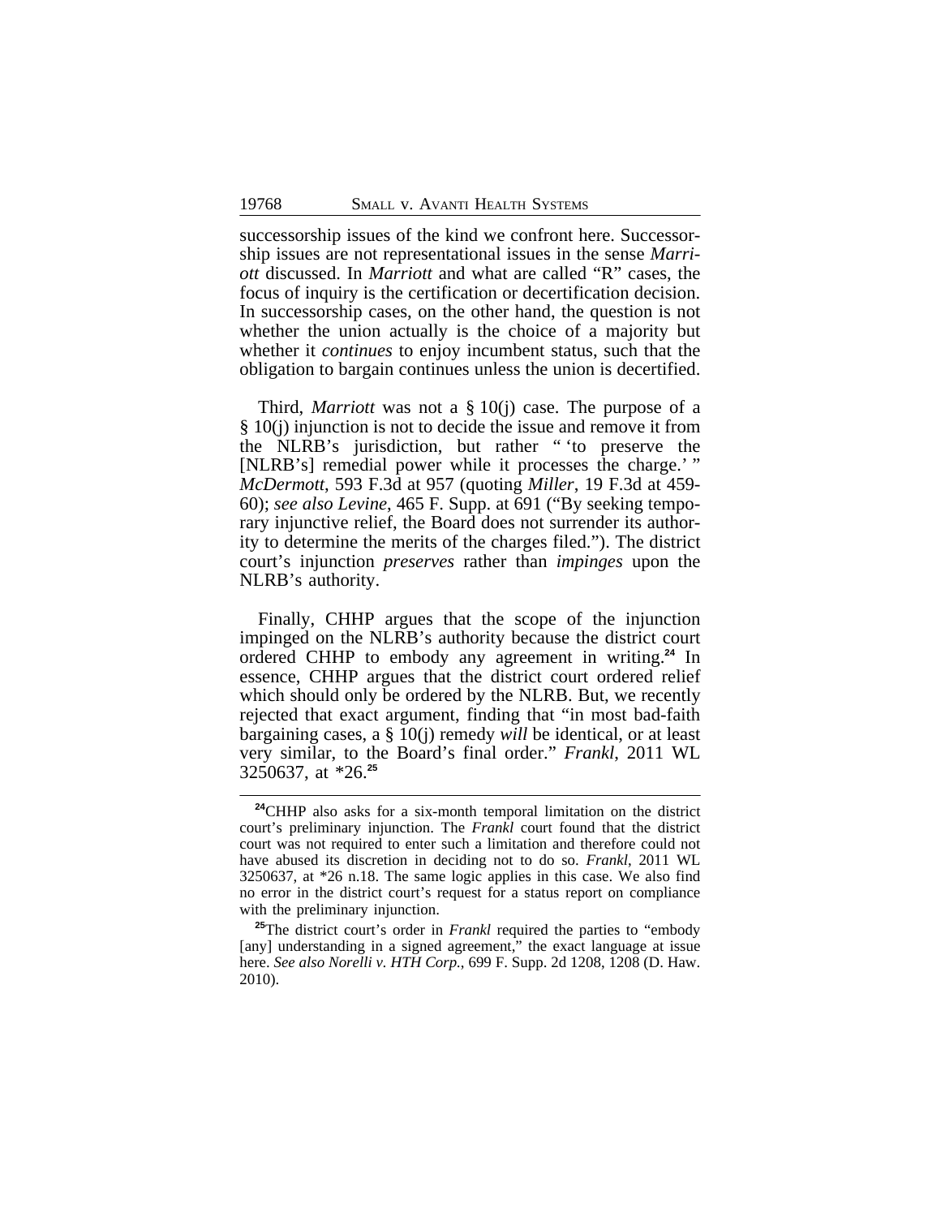successorship issues of the kind we confront here. Successorship issues are not representational issues in the sense *Marriott* discussed. In *Marriott* and what are called "R" cases, the focus of inquiry is the certification or decertification decision. In successorship cases, on the other hand, the question is not whether the union actually is the choice of a majority but whether it *continues* to enjoy incumbent status, such that the obligation to bargain continues unless the union is decertified.

Third, *Marriott* was not a § 10(j) case. The purpose of a § 10(j) injunction is not to decide the issue and remove it from the NLRB's jurisdiction, but rather " 'to preserve the [NLRB's] remedial power while it processes the charge.' " *McDermott*, 593 F.3d at 957 (quoting *Miller*, 19 F.3d at 459-60); *see also Levine*, 465 F. Supp. at 691 ("By seeking temporary injunctive relief, the Board does not surrender its authority to determine the merits of the charges filed."). The district court's injunction *preserves* rather than *impinges* upon the NLRB's authority.

Finally, CHHP argues that the scope of the injunction impinged on the NLRB's authority because the district court ordered CHHP to embody any agreement in writing.[24] In essence, CHHP argues that the district court ordered relief which should only be ordered by the NLRB. But, we recently rejected that exact argument, finding that "in most bad-faith bargaining cases, a § 10(j) remedy *will* be identical, or at least very similar, to the Board's final order." *Frankl*, 2011 WL 3250637, at *26.[25]

---

[24]CHHP also asks for a six-month temporal limitation on the district court's preliminary injunction. The *Frankl* court found that the district court was not required to enter such a limitation and therefore could not have abused its discretion in deciding not to do so. *Frankl*, 2011 WL 3250637, at *26 n.18. The same logic applies in this case. We also find no error in the district court's request for a status report on compliance with the preliminary injunction.

[25]The district court's order in *Frankl* required the parties to "embody [any] understanding in a signed agreement," the exact language at issue here. *See also Norelli v. HTH Corp.*, 699 F. Supp. 2d 1208, 1208 (D. Haw. 2010).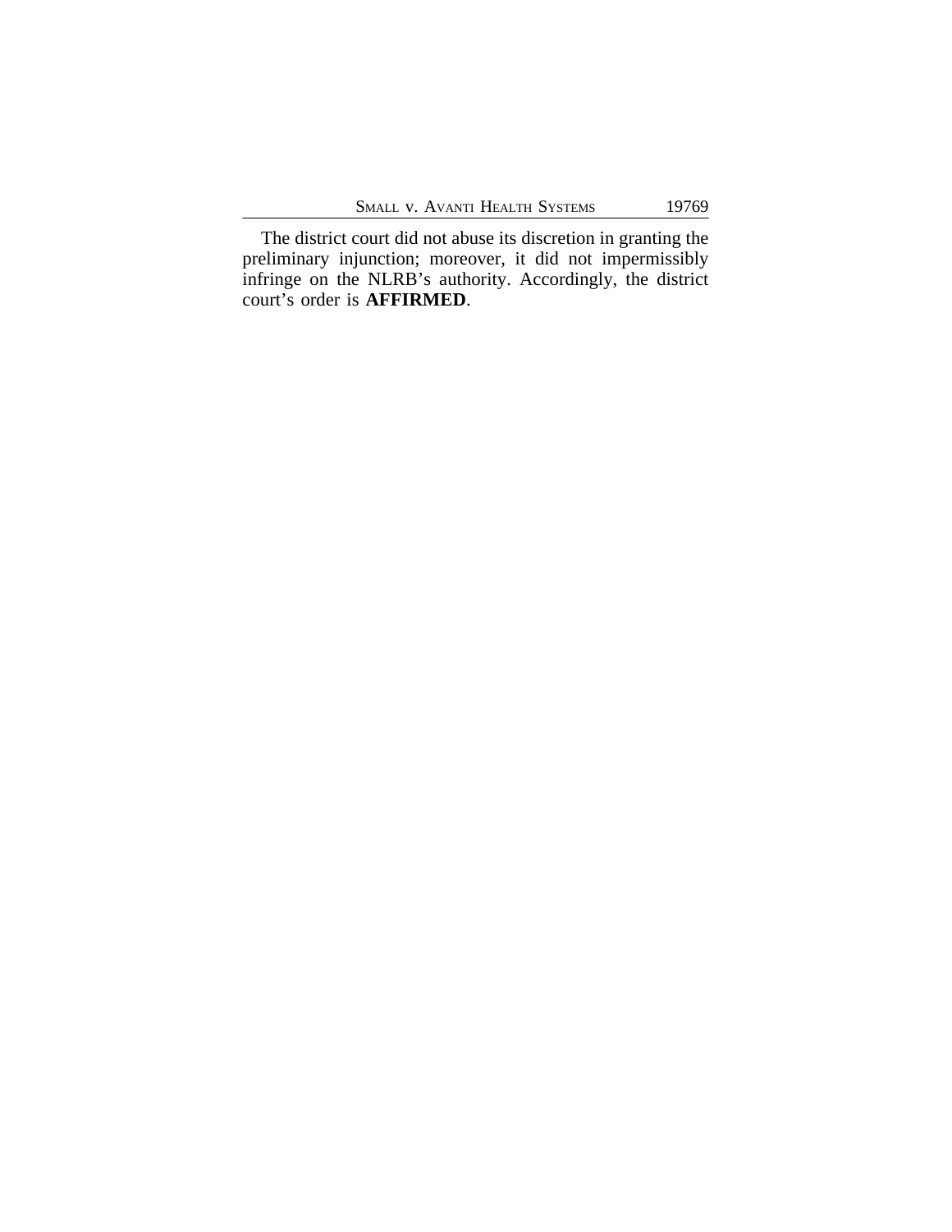The district court did not abuse its discretion in granting the preliminary injunction; moreover, it did not impermissibly infringe on the NLRB's authority. Accordingly, the district court's order is **AFFIRMED**.